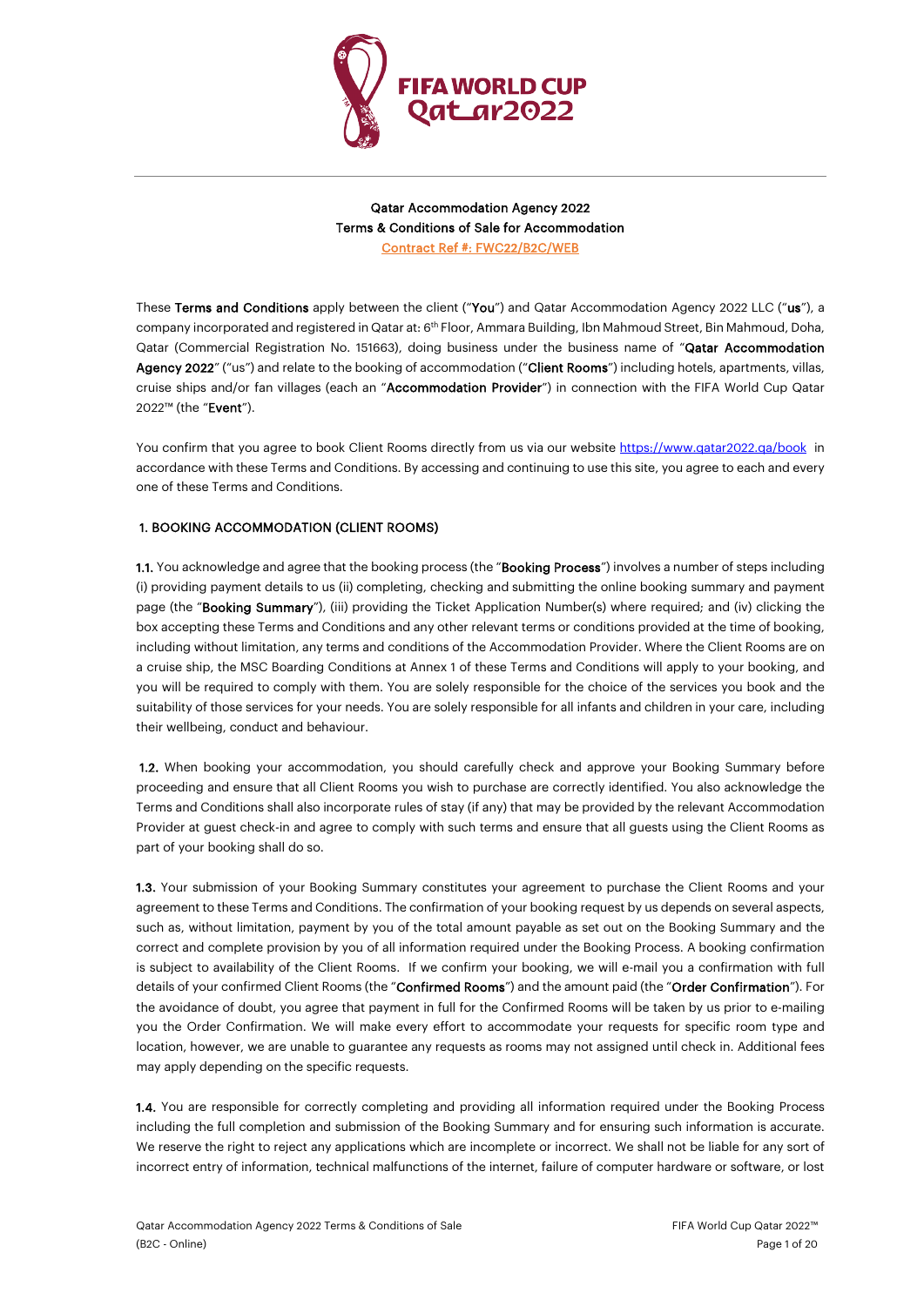FIFA WORLD CUP Qatar2022

**Qatar Accommodation Agency 2022**
**Terms & Conditions of Sale for Accommodation**
Contract Ref #: FWC22/B2C/WEB

These **Terms and Conditions** apply between the client ("**You**") and Qatar Accommodation Agency 2022 LLC ("**us**"), a company incorporated and registered in Qatar at: 6th Floor, Ammara Building, Ibn Mahmoud Street, Bin Mahmoud, Doha, Qatar (Commercial Registration No. 151663), doing business under the business name of "**Qatar Accommodation Agency 2022**" ("us") and relate to the booking of accommodation ("**Client Rooms**") including hotels, apartments, villas, cruise ships and/or fan villages (each an "**Accommodation Provider**") in connection with the FIFA World Cup Qatar 2022™ (the "**Event**").

You confirm that you agree to book Client Rooms directly from us via our website https://www.qatar2022.qa/book in accordance with these Terms and Conditions. By accessing and continuing to use this site, you agree to each and every one of these Terms and Conditions.

## 1. BOOKING ACCOMMODATION (CLIENT ROOMS)

**1.1.** You acknowledge and agree that the booking process (the "**Booking Process**") involves a number of steps including (i) providing payment details to us (ii) completing, checking and submitting the online booking summary and payment page (the "**Booking Summary**"), (iii) providing the Ticket Application Number(s) where required; and (iv) clicking the box accepting these Terms and Conditions and any other relevant terms or conditions provided at the time of booking, including without limitation, any terms and conditions of the Accommodation Provider. Where the Client Rooms are on a cruise ship, the MSC Boarding Conditions at Annex 1 of these Terms and Conditions will apply to your booking, and you will be required to comply with them. You are solely responsible for the choice of the services you book and the suitability of those services for your needs. You are solely responsible for all infants and children in your care, including their wellbeing, conduct and behaviour.

**1.2.** When booking your accommodation, you should carefully check and approve your Booking Summary before proceeding and ensure that all Client Rooms you wish to purchase are correctly identified. You also acknowledge the Terms and Conditions shall also incorporate rules of stay (if any) that may be provided by the relevant Accommodation Provider at guest check-in and agree to comply with such terms and ensure that all guests using the Client Rooms as part of your booking shall do so.

**1.3.** Your submission of your Booking Summary constitutes your agreement to purchase the Client Rooms and your agreement to these Terms and Conditions. The confirmation of your booking request by us depends on several aspects, such as, without limitation, payment by you of the total amount payable as set out on the Booking Summary and the correct and complete provision by you of all information required under the Booking Process. A booking confirmation is subject to availability of the Client Rooms. If we confirm your booking, we will e-mail you a confirmation with full details of your confirmed Client Rooms (the "**Confirmed Rooms**") and the amount paid (the "**Order Confirmation**"). For the avoidance of doubt, you agree that payment in full for the Confirmed Rooms will be taken by us prior to e-mailing you the Order Confirmation. We will make every effort to accommodate your requests for specific room type and location, however, we are unable to guarantee any requests as rooms may not assigned until check in. Additional fees may apply depending on the specific requests.

**1.4.** You are responsible for correctly completing and providing all information required under the Booking Process including the full completion and submission of the Booking Summary and for ensuring such information is accurate. We reserve the right to reject any applications which are incomplete or incorrect. We shall not be liable for any sort of incorrect entry of information, technical malfunctions of the internet, failure of computer hardware or software, or lost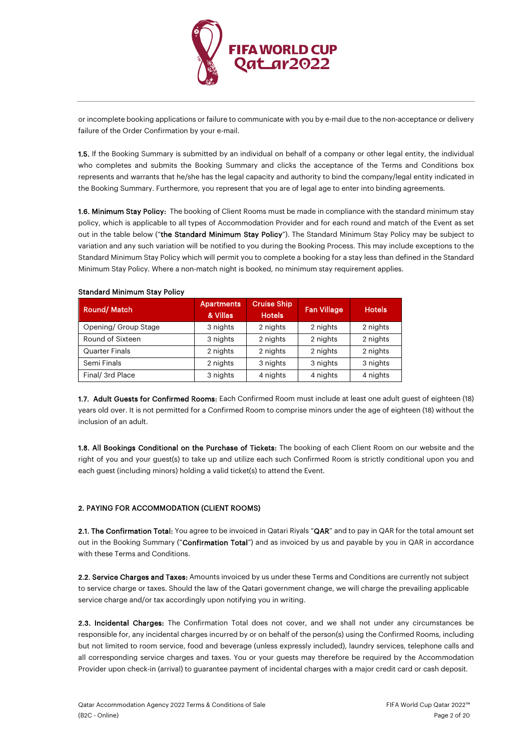or incomplete booking applications or failure to communicate with you by e-mail due to the non-acceptance or delivery failure of the Order Confirmation by your e-mail.

**1.5.** If the Booking Summary is submitted by an individual on behalf of a company or other legal entity, the individual who completes and submits the Booking Summary and clicks the acceptance of the Terms and Conditions box represents and warrants that he/she has the legal capacity and authority to bind the company/legal entity indicated in the Booking Summary. Furthermore, you represent that you are of legal age to enter into binding agreements.

**1.6. Minimum Stay Policy:** The booking of Client Rooms must be made in compliance with the standard minimum stay policy, which is applicable to all types of Accommodation Provider and for each round and match of the Event as set out in the table below ("**the Standard Minimum Stay Policy**"). The Standard Minimum Stay Policy may be subject to variation and any such variation will be notified to you during the Booking Process. This may include exceptions to the Standard Minimum Stay Policy which will permit you to complete a booking for a stay less than defined in the Standard Minimum Stay Policy. Where a non-match night is booked, no minimum stay requirement applies.

**Standard Minimum Stay Policy**

| Round/ Match | Apartments & Villas | Cruise Ship Hotels | Fan Village | Hotels |
|---|---|---|---|---|
| Opening/ Group Stage | 3 nights | 2 nights | 2 nights | 2 nights |
| Round of Sixteen | 3 nights | 2 nights | 2 nights | 2 nights |
| Quarter Finals | 2 nights | 2 nights | 2 nights | 2 nights |
| Semi Finals | 2 nights | 3 nights | 3 nights | 3 nights |
| Final/ 3rd Place | 3 nights | 4 nights | 4 nights | 4 nights |

**1.7. Adult Guests for Confirmed Rooms:** Each Confirmed Room must include at least one adult guest of eighteen (18) years old over. It is not permitted for a Confirmed Room to comprise minors under the age of eighteen (18) without the inclusion of an adult.

**1.8. All Bookings Conditional on the Purchase of Tickets:** The booking of each Client Room on our website and the right of you and your guest(s) to take up and utilize each such Confirmed Room is strictly conditional upon you and each guest (including minors) holding a valid ticket(s) to attend the Event.

## 2. PAYING FOR ACCOMMODATION (CLIENT ROOMS)

**2.1. The Confirmation Total:** You agree to be invoiced in Qatari Riyals "**QAR**" and to pay in QAR for the total amount set out in the Booking Summary ("**Confirmation Total**") and as invoiced by us and payable by you in QAR in accordance with these Terms and Conditions.

**2.2. Service Charges and Taxes:** Amounts invoiced by us under these Terms and Conditions are currently not subject to service charge or taxes. Should the law of the Qatari government change, we will charge the prevailing applicable service charge and/or tax accordingly upon notifying you in writing.

**2.3. Incidental Charges:** The Confirmation Total does not cover, and we shall not under any circumstances be responsible for, any incidental charges incurred by or on behalf of the person(s) using the Confirmed Rooms, including but not limited to room service, food and beverage (unless expressly included), laundry services, telephone calls and all corresponding service charges and taxes. You or your guests may therefore be required by the Accommodation Provider upon check-in (arrival) to guarantee payment of incidental charges with a major credit card or cash deposit.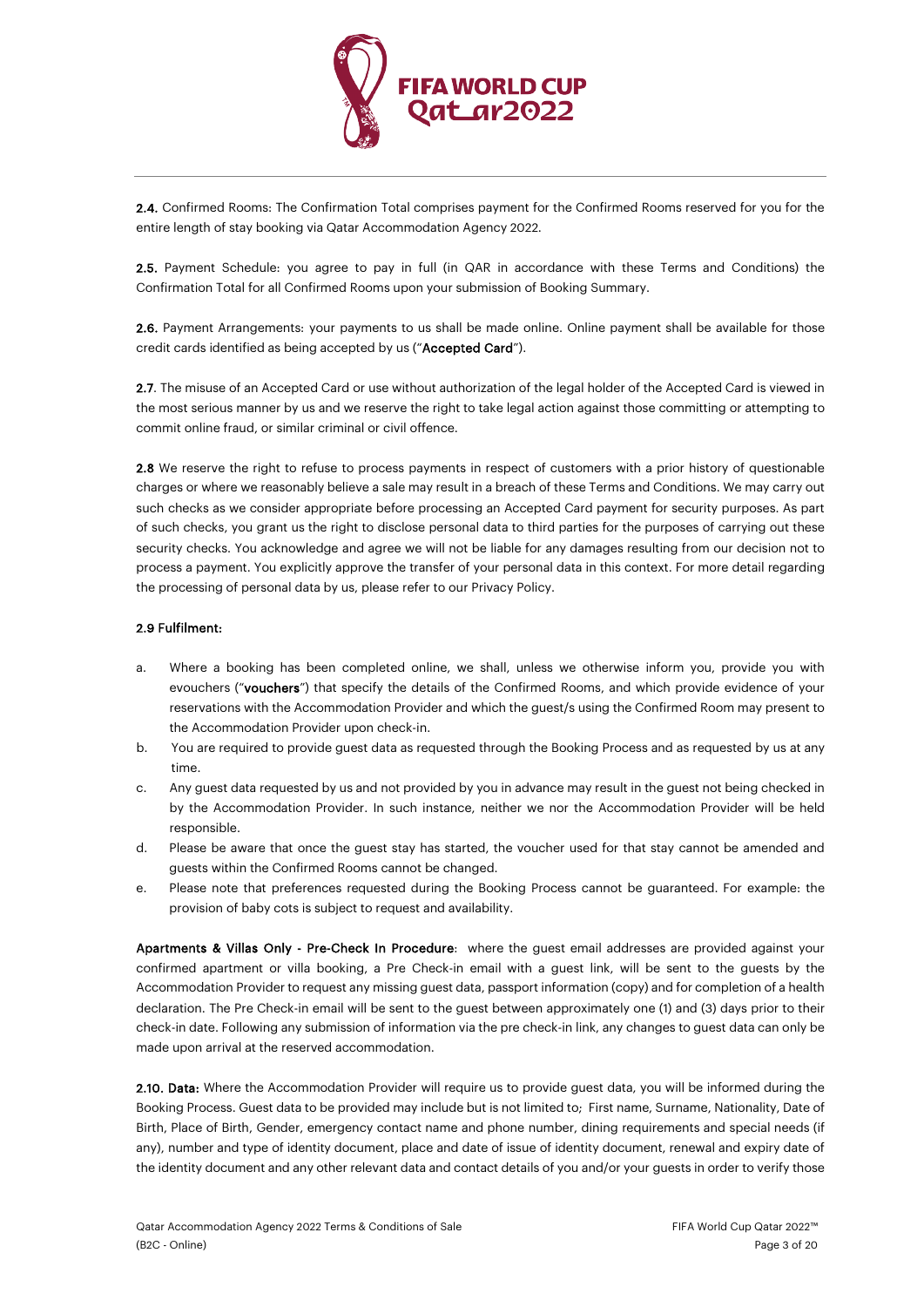**2.4.** Confirmed Rooms: The Confirmation Total comprises payment for the Confirmed Rooms reserved for you for the entire length of stay booking via Qatar Accommodation Agency 2022.

**2.5.** Payment Schedule: you agree to pay in full (in QAR in accordance with these Terms and Conditions) the Confirmation Total for all Confirmed Rooms upon your submission of Booking Summary.

**2.6.** Payment Arrangements: your payments to us shall be made online. Online payment shall be available for those credit cards identified as being accepted by us ("**Accepted Card**").

**2.7**. The misuse of an Accepted Card or use without authorization of the legal holder of the Accepted Card is viewed in the most serious manner by us and we reserve the right to take legal action against those committing or attempting to commit online fraud, or similar criminal or civil offence.

**2.8** We reserve the right to refuse to process payments in respect of customers with a prior history of questionable charges or where we reasonably believe a sale may result in a breach of these Terms and Conditions. We may carry out such checks as we consider appropriate before processing an Accepted Card payment for security purposes. As part of such checks, you grant us the right to disclose personal data to third parties for the purposes of carrying out these security checks. You acknowledge and agree we will not be liable for any damages resulting from our decision not to process a payment. You explicitly approve the transfer of your personal data in this context. For more detail regarding the processing of personal data by us, please refer to our Privacy Policy.

**2.9 Fulfilment:**

a. Where a booking has been completed online, we shall, unless we otherwise inform you, provide you with evouchers ("**vouchers**") that specify the details of the Confirmed Rooms, and which provide evidence of your reservations with the Accommodation Provider and which the guest/s using the Confirmed Room may present to the Accommodation Provider upon check-in.

b. You are required to provide guest data as requested through the Booking Process and as requested by us at any time.

c. Any guest data requested by us and not provided by you in advance may result in the guest not being checked in by the Accommodation Provider. In such instance, neither we nor the Accommodation Provider will be held responsible.

d. Please be aware that once the guest stay has started, the voucher used for that stay cannot be amended and guests within the Confirmed Rooms cannot be changed.

e. Please note that preferences requested during the Booking Process cannot be guaranteed. For example: the provision of baby cots is subject to request and availability.

**Apartments & Villas Only - Pre-Check In Procedure**: where the guest email addresses are provided against your confirmed apartment or villa booking, a Pre Check-in email with a guest link, will be sent to the guests by the Accommodation Provider to request any missing guest data, passport information (copy) and for completion of a health declaration. The Pre Check-in email will be sent to the guest between approximately one (1) and (3) days prior to their check-in date. Following any submission of information via the pre check-in link, any changes to guest data can only be made upon arrival at the reserved accommodation.

**2.10. Data:** Where the Accommodation Provider will require us to provide guest data, you will be informed during the Booking Process. Guest data to be provided may include but is not limited to; First name, Surname, Nationality, Date of Birth, Place of Birth, Gender, emergency contact name and phone number, dining requirements and special needs (if any), number and type of identity document, place and date of issue of identity document, renewal and expiry date of the identity document and any other relevant data and contact details of you and/or your guests in order to verify those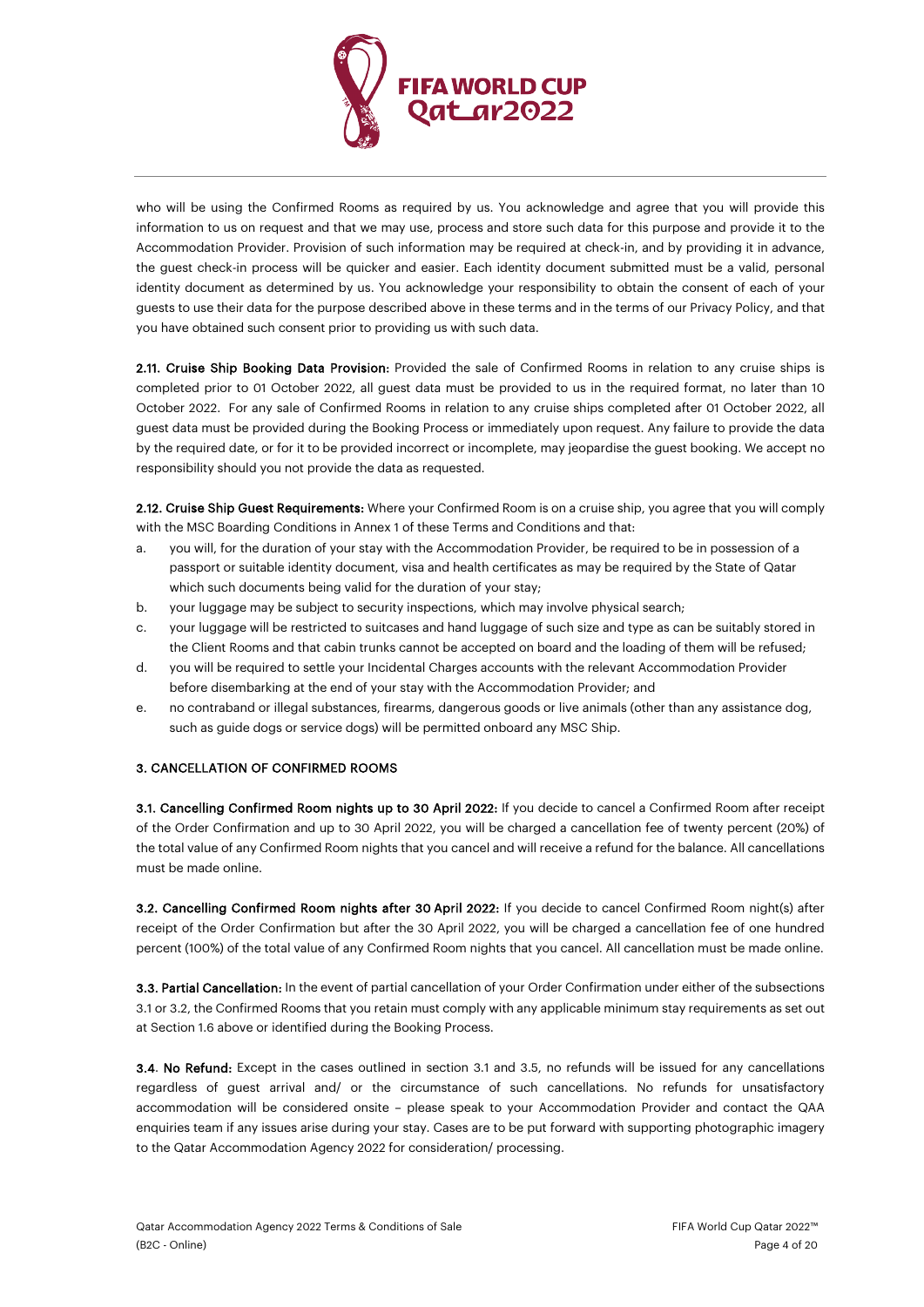who will be using the Confirmed Rooms as required by us. You acknowledge and agree that you will provide this information to us on request and that we may use, process and store such data for this purpose and provide it to the Accommodation Provider. Provision of such information may be required at check-in, and by providing it in advance, the guest check-in process will be quicker and easier. Each identity document submitted must be a valid, personal identity document as determined by us. You acknowledge your responsibility to obtain the consent of each of your guests to use their data for the purpose described above in these terms and in the terms of our Privacy Policy, and that you have obtained such consent prior to providing us with such data.

**2.11. Cruise Ship Booking Data Provision:** Provided the sale of Confirmed Rooms in relation to any cruise ships is completed prior to 01 October 2022, all guest data must be provided to us in the required format, no later than 10 October 2022. For any sale of Confirmed Rooms in relation to any cruise ships completed after 01 October 2022, all guest data must be provided during the Booking Process or immediately upon request. Any failure to provide the data by the required date, or for it to be provided incorrect or incomplete, may jeopardise the guest booking. We accept no responsibility should you not provide the data as requested.

**2.12. Cruise Ship Guest Requirements:** Where your Confirmed Room is on a cruise ship, you agree that you will comply with the MSC Boarding Conditions in Annex 1 of these Terms and Conditions and that:

a. you will, for the duration of your stay with the Accommodation Provider, be required to be in possession of a passport or suitable identity document, visa and health certificates as may be required by the State of Qatar which such documents being valid for the duration of your stay;
b. your luggage may be subject to security inspections, which may involve physical search;
c. your luggage will be restricted to suitcases and hand luggage of such size and type as can be suitably stored in the Client Rooms and that cabin trunks cannot be accepted on board and the loading of them will be refused;
d. you will be required to settle your Incidental Charges accounts with the relevant Accommodation Provider before disembarking at the end of your stay with the Accommodation Provider; and
e. no contraband or illegal substances, firearms, dangerous goods or live animals (other than any assistance dog, such as guide dogs or service dogs) will be permitted onboard any MSC Ship.

## 3. CANCELLATION OF CONFIRMED ROOMS

**3.1. Cancelling Confirmed Room nights up to 30 April 2022:** If you decide to cancel a Confirmed Room after receipt of the Order Confirmation and up to 30 April 2022, you will be charged a cancellation fee of twenty percent (20%) of the total value of any Confirmed Room nights that you cancel and will receive a refund for the balance. All cancellations must be made online.

**3.2. Cancelling Confirmed Room nights after 30 April 2022:** If you decide to cancel Confirmed Room night(s) after receipt of the Order Confirmation but after the 30 April 2022, you will be charged a cancellation fee of one hundred percent (100%) of the total value of any Confirmed Room nights that you cancel. All cancellation must be made online.

**3.3. Partial Cancellation:** In the event of partial cancellation of your Order Confirmation under either of the subsections 3.1 or 3.2, the Confirmed Rooms that you retain must comply with any applicable minimum stay requirements as set out at Section 1.6 above or identified during the Booking Process.

**3.4. No Refund:** Except in the cases outlined in section 3.1 and 3.5, no refunds will be issued for any cancellations regardless of guest arrival and/ or the circumstance of such cancellations. No refunds for unsatisfactory accommodation will be considered onsite – please speak to your Accommodation Provider and contact the QAA enquiries team if any issues arise during your stay. Cases are to be put forward with supporting photographic imagery to the Qatar Accommodation Agency 2022 for consideration/ processing.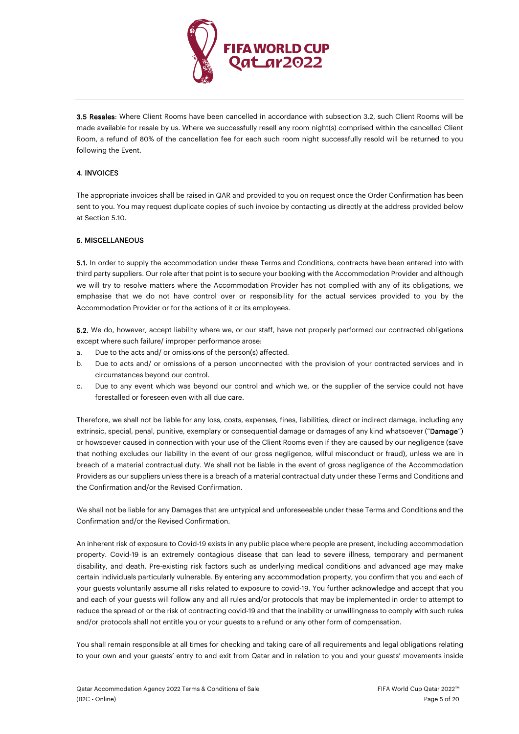**3.5 Resales**: Where Client Rooms have been cancelled in accordance with subsection 3.2, such Client Rooms will be made available for resale by us. Where we successfully resell any room night(s) comprised within the cancelled Client Room, a refund of 80% of the cancellation fee for each such room night successfully resold will be returned to you following the Event.

## 4. INVOICES

The appropriate invoices shall be raised in QAR and provided to you on request once the Order Confirmation has been sent to you. You may request duplicate copies of such invoice by contacting us directly at the address provided below at Section 5.10.

## 5. MISCELLANEOUS

**5.1.** In order to supply the accommodation under these Terms and Conditions, contracts have been entered into with third party suppliers. Our role after that point is to secure your booking with the Accommodation Provider and although we will try to resolve matters where the Accommodation Provider has not complied with any of its obligations, we emphasise that we do not have control over or responsibility for the actual services provided to you by the Accommodation Provider or for the actions of it or its employees.

**5.2.** We do, however, accept liability where we, or our staff, have not properly performed our contracted obligations except where such failure/ improper performance arose:

a. Due to the acts and/ or omissions of the person(s) affected.
b. Due to acts and/ or omissions of a person unconnected with the provision of your contracted services and in circumstances beyond our control.
c. Due to any event which was beyond our control and which we, or the supplier of the service could not have forestalled or foreseen even with all due care.

Therefore, we shall not be liable for any loss, costs, expenses, fines, liabilities, direct or indirect damage, including any extrinsic, special, penal, punitive, exemplary or consequential damage or damages of any kind whatsoever ("**Damage**") or howsoever caused in connection with your use of the Client Rooms even if they are caused by our negligence (save that nothing excludes our liability in the event of our gross negligence, wilful misconduct or fraud), unless we are in breach of a material contractual duty. We shall not be liable in the event of gross negligence of the Accommodation Providers as our suppliers unless there is a breach of a material contractual duty under these Terms and Conditions and the Confirmation and/or the Revised Confirmation.

We shall not be liable for any Damages that are untypical and unforeseeable under these Terms and Conditions and the Confirmation and/or the Revised Confirmation.

An inherent risk of exposure to Covid-19 exists in any public place where people are present, including accommodation property. Covid-19 is an extremely contagious disease that can lead to severe illness, temporary and permanent disability, and death. Pre-existing risk factors such as underlying medical conditions and advanced age may make certain individuals particularly vulnerable. By entering any accommodation property, you confirm that you and each of your guests voluntarily assume all risks related to exposure to covid-19. You further acknowledge and accept that you and each of your guests will follow any and all rules and/or protocols that may be implemented in order to attempt to reduce the spread of or the risk of contracting covid-19 and that the inability or unwillingness to comply with such rules and/or protocols shall not entitle you or your guests to a refund or any other form of compensation.

You shall remain responsible at all times for checking and taking care of all requirements and legal obligations relating to your own and your guests' entry to and exit from Qatar and in relation to you and your guests' movements inside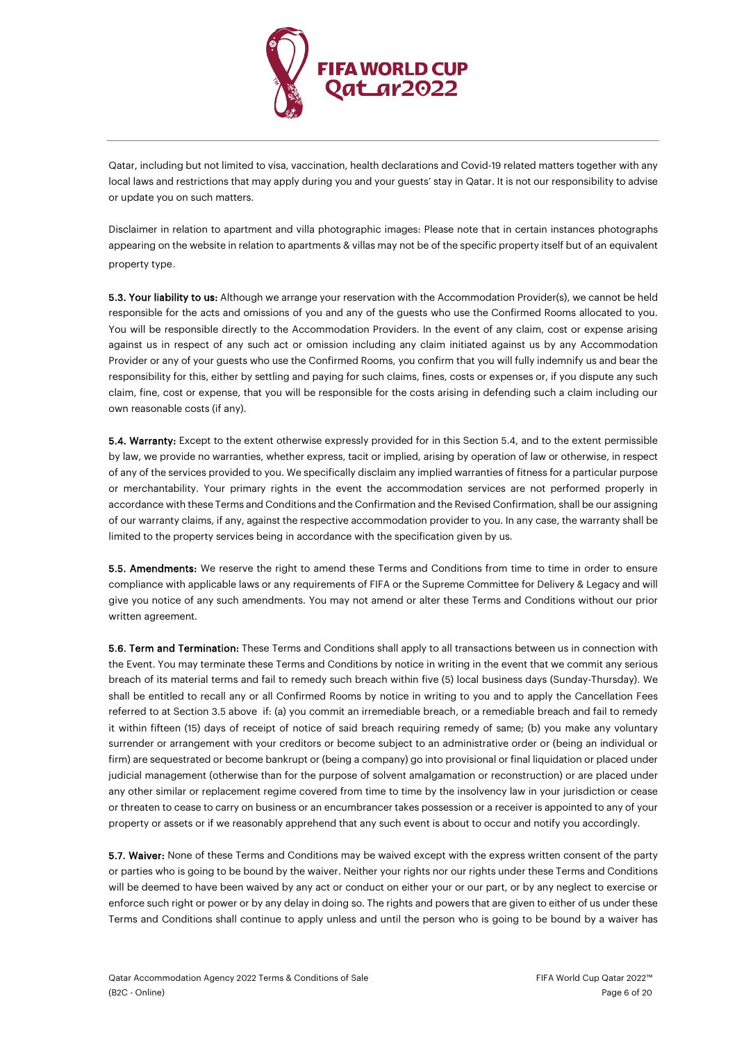Qatar, including but not limited to visa, vaccination, health declarations and Covid-19 related matters together with any local laws and restrictions that may apply during you and your guests' stay in Qatar. It is not our responsibility to advise or update you on such matters.

Disclaimer in relation to apartment and villa photographic images: Please note that in certain instances photographs appearing on the website in relation to apartments & villas may not be of the specific property itself but of an equivalent property type.

**5.3. Your liability to us:** Although we arrange your reservation with the Accommodation Provider(s), we cannot be held responsible for the acts and omissions of you and any of the guests who use the Confirmed Rooms allocated to you. You will be responsible directly to the Accommodation Providers. In the event of any claim, cost or expense arising against us in respect of any such act or omission including any claim initiated against us by any Accommodation Provider or any of your guests who use the Confirmed Rooms, you confirm that you will fully indemnify us and bear the responsibility for this, either by settling and paying for such claims, fines, costs or expenses or, if you dispute any such claim, fine, cost or expense, that you will be responsible for the costs arising in defending such a claim including our own reasonable costs (if any).

**5.4. Warranty:** Except to the extent otherwise expressly provided for in this Section 5.4, and to the extent permissible by law, we provide no warranties, whether express, tacit or implied, arising by operation of law or otherwise, in respect of any of the services provided to you. We specifically disclaim any implied warranties of fitness for a particular purpose or merchantability. Your primary rights in the event the accommodation services are not performed properly in accordance with these Terms and Conditions and the Confirmation and the Revised Confirmation, shall be our assigning of our warranty claims, if any, against the respective accommodation provider to you. In any case, the warranty shall be limited to the property services being in accordance with the specification given by us.

**5.5. Amendments:** We reserve the right to amend these Terms and Conditions from time to time in order to ensure compliance with applicable laws or any requirements of FIFA or the Supreme Committee for Delivery & Legacy and will give you notice of any such amendments. You may not amend or alter these Terms and Conditions without our prior written agreement.

**5.6. Term and Termination:** These Terms and Conditions shall apply to all transactions between us in connection with the Event. You may terminate these Terms and Conditions by notice in writing in the event that we commit any serious breach of its material terms and fail to remedy such breach within five (5) local business days (Sunday-Thursday). We shall be entitled to recall any or all Confirmed Rooms by notice in writing to you and to apply the Cancellation Fees referred to at Section 3.5 above if: (a) you commit an irremediable breach, or a remediable breach and fail to remedy it within fifteen (15) days of receipt of notice of said breach requiring remedy of same; (b) you make any voluntary surrender or arrangement with your creditors or become subject to an administrative order or (being an individual or firm) are sequestrated or become bankrupt or (being a company) go into provisional or final liquidation or placed under judicial management (otherwise than for the purpose of solvent amalgamation or reconstruction) or are placed under any other similar or replacement regime covered from time to time by the insolvency law in your jurisdiction or cease or threaten to cease to carry on business or an encumbrancer takes possession or a receiver is appointed to any of your property or assets or if we reasonably apprehend that any such event is about to occur and notify you accordingly.

**5.7. Waiver:** None of these Terms and Conditions may be waived except with the express written consent of the party or parties who is going to be bound by the waiver. Neither your rights nor our rights under these Terms and Conditions will be deemed to have been waived by any act or conduct on either your or our part, or by any neglect to exercise or enforce such right or power or by any delay in doing so. The rights and powers that are given to either of us under these Terms and Conditions shall continue to apply unless and until the person who is going to be bound by a waiver has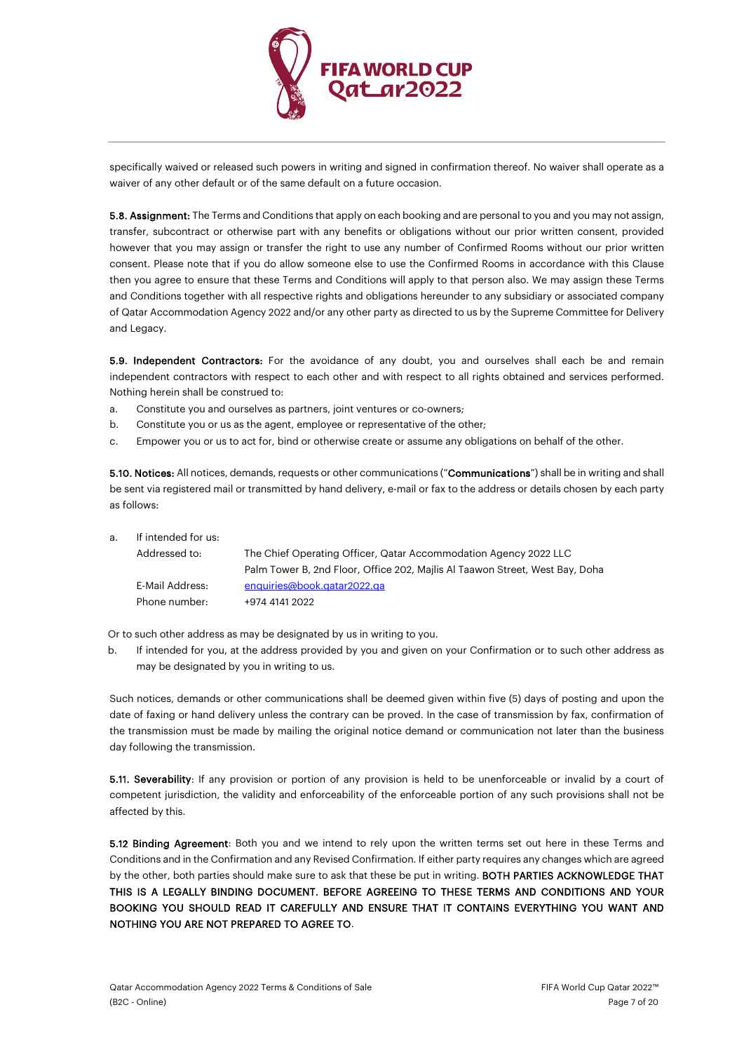specifically waived or released such powers in writing and signed in confirmation thereof. No waiver shall operate as a waiver of any other default or of the same default on a future occasion.

**5.8. Assignment:** The Terms and Conditions that apply on each booking and are personal to you and you may not assign, transfer, subcontract or otherwise part with any benefits or obligations without our prior written consent, provided however that you may assign or transfer the right to use any number of Confirmed Rooms without our prior written consent. Please note that if you do allow someone else to use the Confirmed Rooms in accordance with this Clause then you agree to ensure that these Terms and Conditions will apply to that person also. We may assign these Terms and Conditions together with all respective rights and obligations hereunder to any subsidiary or associated company of Qatar Accommodation Agency 2022 and/or any other party as directed to us by the Supreme Committee for Delivery and Legacy.

**5.9. Independent Contractors:** For the avoidance of any doubt, you and ourselves shall each be and remain independent contractors with respect to each other and with respect to all rights obtained and services performed. Nothing herein shall be construed to:

a. Constitute you and ourselves as partners, joint ventures or co-owners;
b. Constitute you or us as the agent, employee or representative of the other;
c. Empower you or us to act for, bind or otherwise create or assume any obligations on behalf of the other.

**5.10. Notices:** All notices, demands, requests or other communications ("**Communications**") shall be in writing and shall be sent via registered mail or transmitted by hand delivery, e-mail or fax to the address or details chosen by each party as follows:

a. If intended for us:

| | |
|---|---|
| Addressed to: | The Chief Operating Officer, Qatar Accommodation Agency 2022 LLC<br>Palm Tower B, 2nd Floor, Office 202, Majlis Al Taawon Street, West Bay, Doha |
| E-Mail Address: | enquiries@book.qatar2022.qa |
| Phone number: | +974 4141 2022 |

Or to such other address as may be designated by us in writing to you.

b. If intended for you, at the address provided by you and given on your Confirmation or to such other address as may be designated by you in writing to us.

Such notices, demands or other communications shall be deemed given within five (5) days of posting and upon the date of faxing or hand delivery unless the contrary can be proved. In the case of transmission by fax, confirmation of the transmission must be made by mailing the original notice demand or communication not later than the business day following the transmission.

**5.11. Severability**: If any provision or portion of any provision is held to be unenforceable or invalid by a court of competent jurisdiction, the validity and enforceability of the enforceable portion of any such provisions shall not be affected by this.

**5.12 Binding Agreement**: Both you and we intend to rely upon the written terms set out here in these Terms and Conditions and in the Confirmation and any Revised Confirmation. If either party requires any changes which are agreed by the other, both parties should make sure to ask that these be put in writing. **BOTH PARTIES ACKNOWLEDGE THAT THIS IS A LEGALLY BINDING DOCUMENT. BEFORE AGREEING TO THESE TERMS AND CONDITIONS AND YOUR BOOKING YOU SHOULD READ IT CAREFULLY AND ENSURE THAT IT CONTAINS EVERYTHING YOU WANT AND NOTHING YOU ARE NOT PREPARED TO AGREE TO**.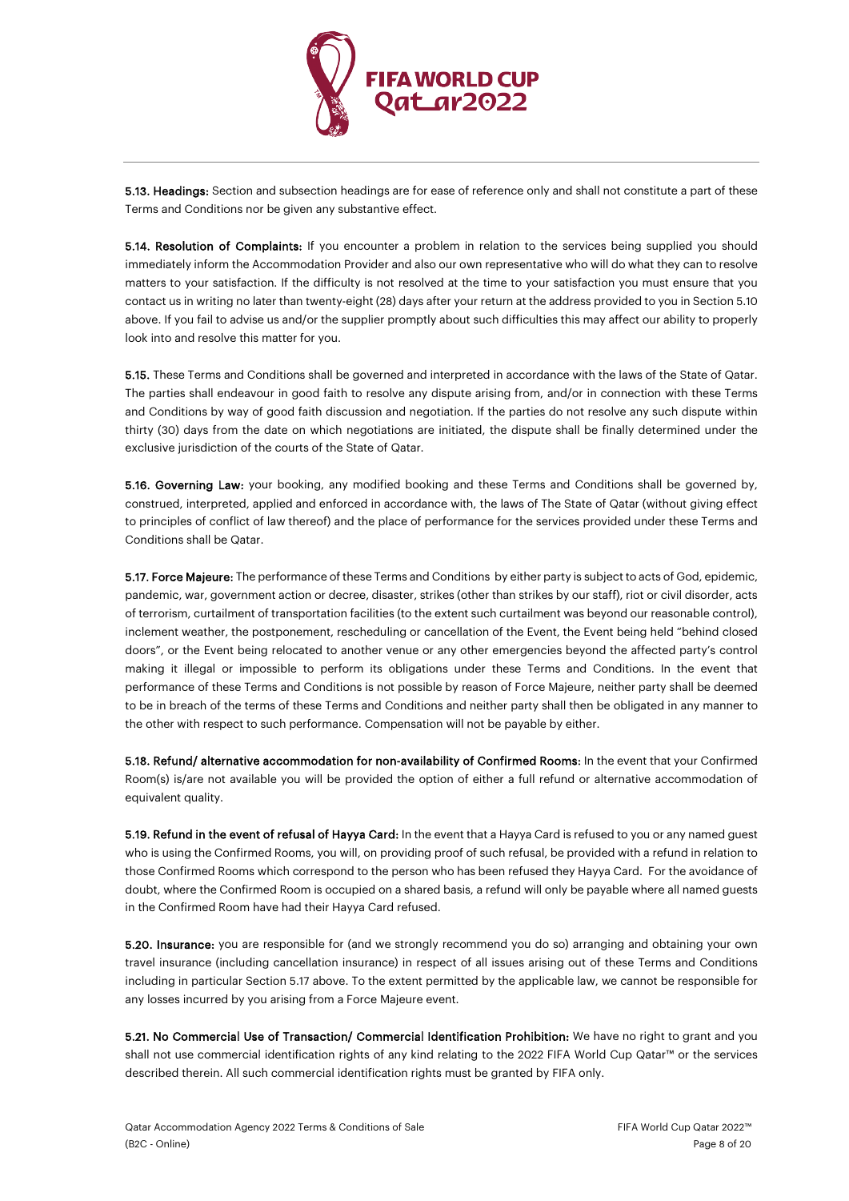**5.13. Headings:** Section and subsection headings are for ease of reference only and shall not constitute a part of these Terms and Conditions nor be given any substantive effect.

**5.14. Resolution of Complaints:** If you encounter a problem in relation to the services being supplied you should immediately inform the Accommodation Provider and also our own representative who will do what they can to resolve matters to your satisfaction. If the difficulty is not resolved at the time to your satisfaction you must ensure that you contact us in writing no later than twenty-eight (28) days after your return at the address provided to you in Section 5.10 above. If you fail to advise us and/or the supplier promptly about such difficulties this may affect our ability to properly look into and resolve this matter for you.

**5.15.** These Terms and Conditions shall be governed and interpreted in accordance with the laws of the State of Qatar. The parties shall endeavour in good faith to resolve any dispute arising from, and/or in connection with these Terms and Conditions by way of good faith discussion and negotiation. If the parties do not resolve any such dispute within thirty (30) days from the date on which negotiations are initiated, the dispute shall be finally determined under the exclusive jurisdiction of the courts of the State of Qatar.

**5.16. Governing Law:** your booking, any modified booking and these Terms and Conditions shall be governed by, construed, interpreted, applied and enforced in accordance with, the laws of The State of Qatar (without giving effect to principles of conflict of law thereof) and the place of performance for the services provided under these Terms and Conditions shall be Qatar.

**5.17. Force Majeure:** The performance of these Terms and Conditions by either party is subject to acts of God, epidemic, pandemic, war, government action or decree, disaster, strikes (other than strikes by our staff), riot or civil disorder, acts of terrorism, curtailment of transportation facilities (to the extent such curtailment was beyond our reasonable control), inclement weather, the postponement, rescheduling or cancellation of the Event, the Event being held "behind closed doors", or the Event being relocated to another venue or any other emergencies beyond the affected party's control making it illegal or impossible to perform its obligations under these Terms and Conditions. In the event that performance of these Terms and Conditions is not possible by reason of Force Majeure, neither party shall be deemed to be in breach of the terms of these Terms and Conditions and neither party shall then be obligated in any manner to the other with respect to such performance. Compensation will not be payable by either.

**5.18. Refund/ alternative accommodation for non-availability of Confirmed Rooms:** In the event that your Confirmed Room(s) is/are not available you will be provided the option of either a full refund or alternative accommodation of equivalent quality.

**5.19. Refund in the event of refusal of Hayya Card:** In the event that a Hayya Card is refused to you or any named guest who is using the Confirmed Rooms, you will, on providing proof of such refusal, be provided with a refund in relation to those Confirmed Rooms which correspond to the person who has been refused they Hayya Card. For the avoidance of doubt, where the Confirmed Room is occupied on a shared basis, a refund will only be payable where all named guests in the Confirmed Room have had their Hayya Card refused.

**5.20. Insurance:** you are responsible for (and we strongly recommend you do so) arranging and obtaining your own travel insurance (including cancellation insurance) in respect of all issues arising out of these Terms and Conditions including in particular Section 5.17 above. To the extent permitted by the applicable law, we cannot be responsible for any losses incurred by you arising from a Force Majeure event.

**5.21. No Commercial Use of Transaction/ Commercial Identification Prohibition:** We have no right to grant and you shall not use commercial identification rights of any kind relating to the 2022 FIFA World Cup Qatar™ or the services described therein. All such commercial identification rights must be granted by FIFA only.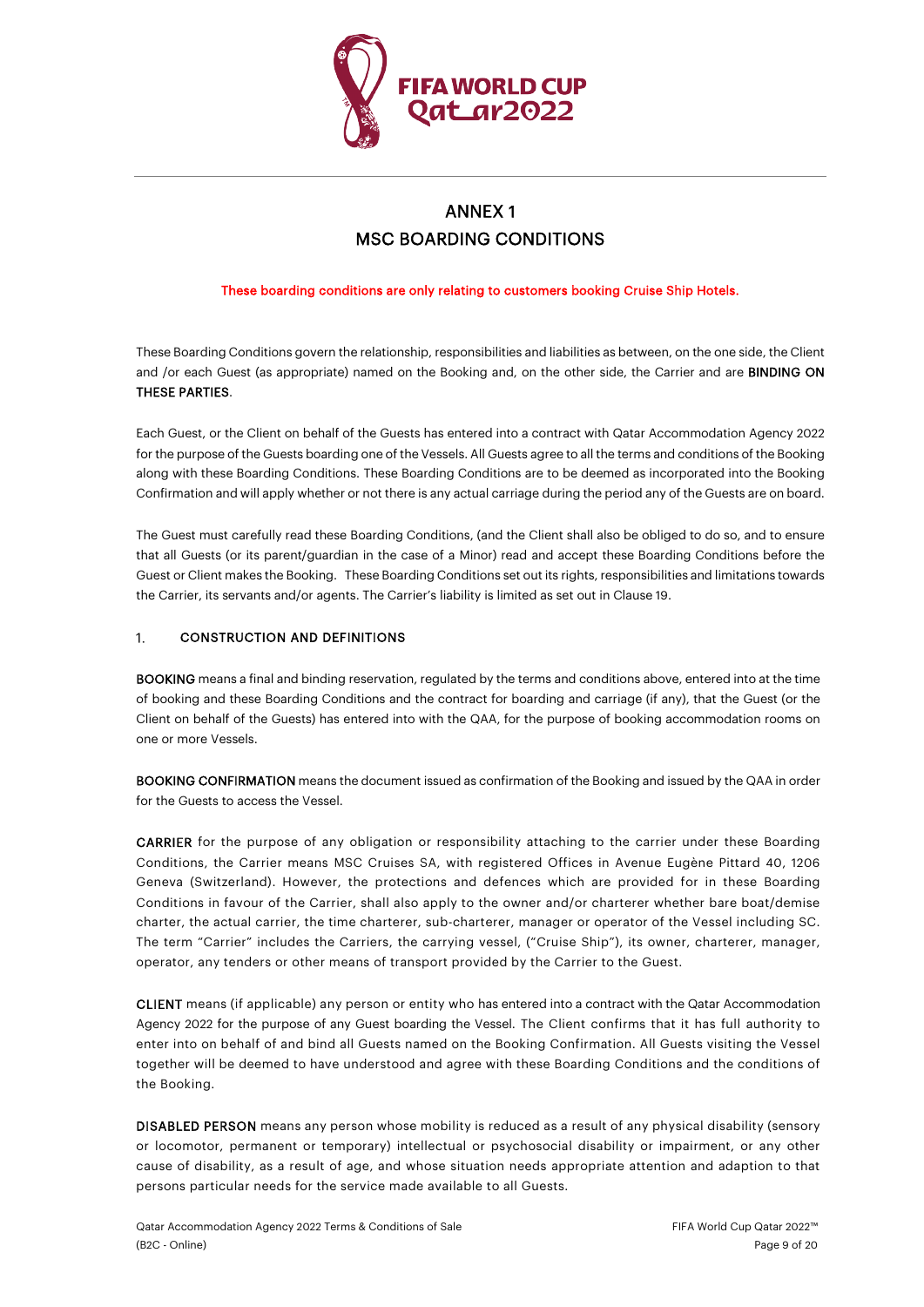# ANNEX 1
# MSC BOARDING CONDITIONS

These boarding conditions are only relating to customers booking Cruise Ship Hotels.

These Boarding Conditions govern the relationship, responsibilities and liabilities as between, on the one side, the Client and /or each Guest (as appropriate) named on the Booking and, on the other side, the Carrier and are **BINDING ON THESE PARTIES**.

Each Guest, or the Client on behalf of the Guests has entered into a contract with Qatar Accommodation Agency 2022 for the purpose of the Guests boarding one of the Vessels. All Guests agree to all the terms and conditions of the Booking along with these Boarding Conditions. These Boarding Conditions are to be deemed as incorporated into the Booking Confirmation and will apply whether or not there is any actual carriage during the period any of the Guests are on board.

The Guest must carefully read these Boarding Conditions, (and the Client shall also be obliged to do so, and to ensure that all Guests (or its parent/guardian in the case of a Minor) read and accept these Boarding Conditions before the Guest or Client makes the Booking. These Boarding Conditions set out its rights, responsibilities and limitations towards the Carrier, its servants and/or agents. The Carrier's liability is limited as set out in Clause 19.

## 1. CONSTRUCTION AND DEFINITIONS

**BOOKING** means a final and binding reservation, regulated by the terms and conditions above, entered into at the time of booking and these Boarding Conditions and the contract for boarding and carriage (if any), that the Guest (or the Client on behalf of the Guests) has entered into with the QAA, for the purpose of booking accommodation rooms on one or more Vessels.

**BOOKING CONFIRMATION** means the document issued as confirmation of the Booking and issued by the QAA in order for the Guests to access the Vessel.

**CARRIER** for the purpose of any obligation or responsibility attaching to the carrier under these Boarding Conditions, the Carrier means MSC Cruises SA, with registered Offices in Avenue Eugène Pittard 40, 1206 Geneva (Switzerland). However, the protections and defences which are provided for in these Boarding Conditions in favour of the Carrier, shall also apply to the owner and/or charterer whether bare boat/demise charter, the actual carrier, the time charterer, sub-charterer, manager or operator of the Vessel including SC. The term "Carrier" includes the Carriers, the carrying vessel, ("Cruise Ship"), its owner, charterer, manager, operator, any tenders or other means of transport provided by the Carrier to the Guest.

**CLIENT** means (if applicable) any person or entity who has entered into a contract with the Qatar Accommodation Agency 2022 for the purpose of any Guest boarding the Vessel. The Client confirms that it has full authority to enter into on behalf of and bind all Guests named on the Booking Confirmation. All Guests visiting the Vessel together will be deemed to have understood and agree with these Boarding Conditions and the conditions of the Booking.

**DISABLED PERSON** means any person whose mobility is reduced as a result of any physical disability (sensory or locomotor, permanent or temporary) intellectual or psychosocial disability or impairment, or any other cause of disability, as a result of age, and whose situation needs appropriate attention and adaption to that persons particular needs for the service made available to all Guests.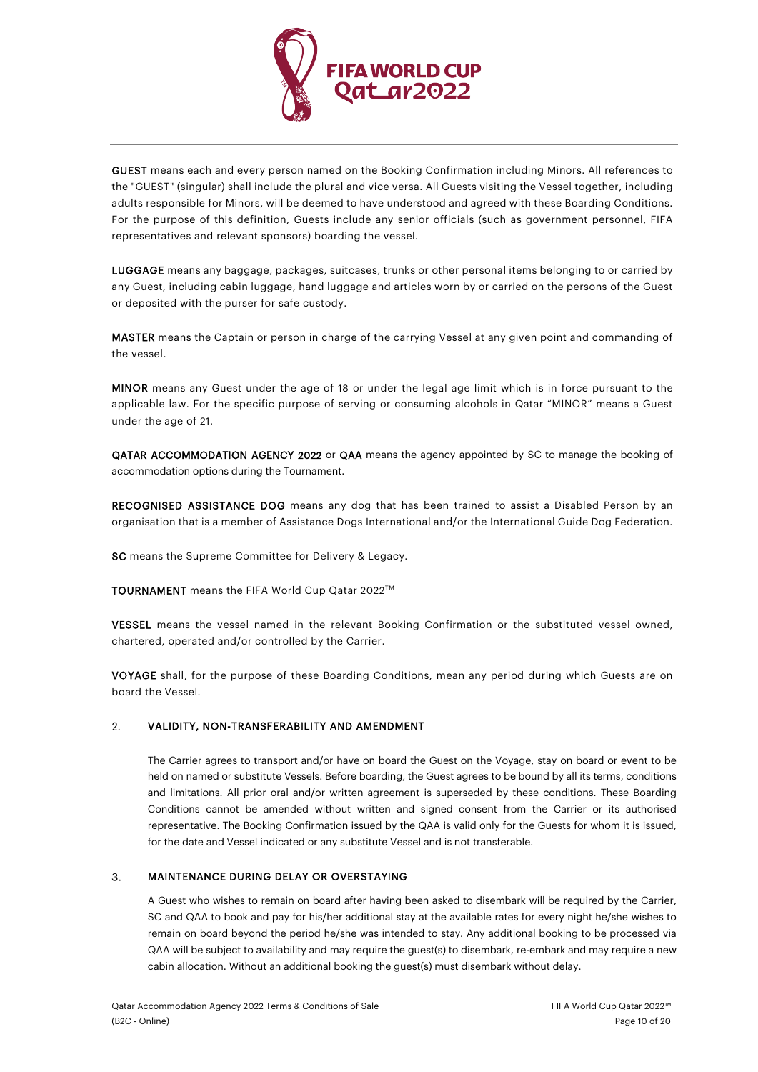**GUEST** means each and every person named on the Booking Confirmation including Minors. All references to the "GUEST" (singular) shall include the plural and vice versa. All Guests visiting the Vessel together, including adults responsible for Minors, will be deemed to have understood and agreed with these Boarding Conditions. For the purpose of this definition, Guests include any senior officials (such as government personnel, FIFA representatives and relevant sponsors) boarding the vessel.

**LUGGAGE** means any baggage, packages, suitcases, trunks or other personal items belonging to or carried by any Guest, including cabin luggage, hand luggage and articles worn by or carried on the persons of the Guest or deposited with the purser for safe custody.

**MASTER** means the Captain or person in charge of the carrying Vessel at any given point and commanding of the vessel.

**MINOR** means any Guest under the age of 18 or under the legal age limit which is in force pursuant to the applicable law. For the specific purpose of serving or consuming alcohols in Qatar "MINOR" means a Guest under the age of 21.

**QATAR ACCOMMODATION AGENCY 2022** or **QAA** means the agency appointed by SC to manage the booking of accommodation options during the Tournament.

**RECOGNISED ASSISTANCE DOG** means any dog that has been trained to assist a Disabled Person by an organisation that is a member of Assistance Dogs International and/or the International Guide Dog Federation.

**SC** means the Supreme Committee for Delivery & Legacy.

**TOURNAMENT** means the FIFA World Cup Qatar 2022™

**VESSEL** means the vessel named in the relevant Booking Confirmation or the substituted vessel owned, chartered, operated and/or controlled by the Carrier.

**VOYAGE** shall, for the purpose of these Boarding Conditions, mean any period during which Guests are on board the Vessel.

## 2. VALIDITY, NON-TRANSFERABILITY AND AMENDMENT

The Carrier agrees to transport and/or have on board the Guest on the Voyage, stay on board or event to be held on named or substitute Vessels. Before boarding, the Guest agrees to be bound by all its terms, conditions and limitations. All prior oral and/or written agreement is superseded by these conditions. These Boarding Conditions cannot be amended without written and signed consent from the Carrier or its authorised representative. The Booking Confirmation issued by the QAA is valid only for the Guests for whom it is issued, for the date and Vessel indicated or any substitute Vessel and is not transferable.

## 3. MAINTENANCE DURING DELAY OR OVERSTAYING

A Guest who wishes to remain on board after having been asked to disembark will be required by the Carrier, SC and QAA to book and pay for his/her additional stay at the available rates for every night he/she wishes to remain on board beyond the period he/she was intended to stay. Any additional booking to be processed via QAA will be subject to availability and may require the guest(s) to disembark, re-embark and may require a new cabin allocation. Without an additional booking the guest(s) must disembark without delay.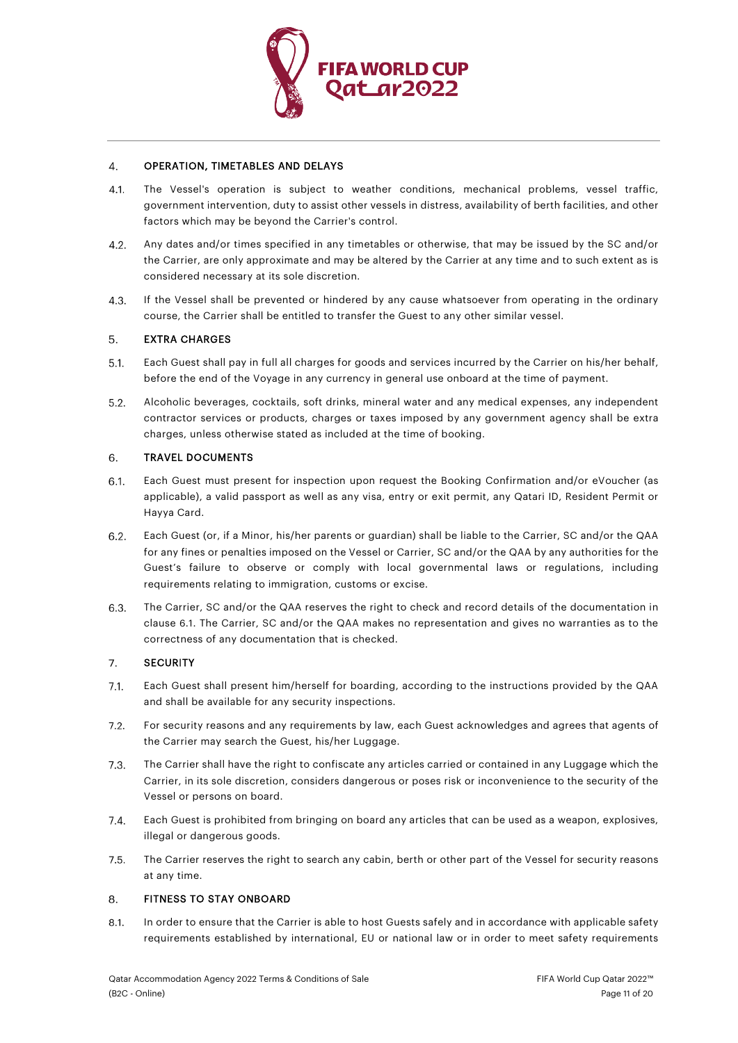## 4. OPERATION, TIMETABLES AND DELAYS

4.1. The Vessel's operation is subject to weather conditions, mechanical problems, vessel traffic, government intervention, duty to assist other vessels in distress, availability of berth facilities, and other factors which may be beyond the Carrier's control.

4.2. Any dates and/or times specified in any timetables or otherwise, that may be issued by the SC and/or the Carrier, are only approximate and may be altered by the Carrier at any time and to such extent as is considered necessary at its sole discretion.

4.3. If the Vessel shall be prevented or hindered by any cause whatsoever from operating in the ordinary course, the Carrier shall be entitled to transfer the Guest to any other similar vessel.

## 5. EXTRA CHARGES

5.1. Each Guest shall pay in full all charges for goods and services incurred by the Carrier on his/her behalf, before the end of the Voyage in any currency in general use onboard at the time of payment.

5.2. Alcoholic beverages, cocktails, soft drinks, mineral water and any medical expenses, any independent contractor services or products, charges or taxes imposed by any government agency shall be extra charges, unless otherwise stated as included at the time of booking.

## 6. TRAVEL DOCUMENTS

6.1. Each Guest must present for inspection upon request the Booking Confirmation and/or eVoucher (as applicable), a valid passport as well as any visa, entry or exit permit, any Qatari ID, Resident Permit or Hayya Card.

6.2. Each Guest (or, if a Minor, his/her parents or guardian) shall be liable to the Carrier, SC and/or the QAA for any fines or penalties imposed on the Vessel or Carrier, SC and/or the QAA by any authorities for the Guest's failure to observe or comply with local governmental laws or regulations, including requirements relating to immigration, customs or excise.

6.3. The Carrier, SC and/or the QAA reserves the right to check and record details of the documentation in clause 6.1. The Carrier, SC and/or the QAA makes no representation and gives no warranties as to the correctness of any documentation that is checked.

## 7. SECURITY

7.1. Each Guest shall present him/herself for boarding, according to the instructions provided by the QAA and shall be available for any security inspections.

7.2. For security reasons and any requirements by law, each Guest acknowledges and agrees that agents of the Carrier may search the Guest, his/her Luggage.

7.3. The Carrier shall have the right to confiscate any articles carried or contained in any Luggage which the Carrier, in its sole discretion, considers dangerous or poses risk or inconvenience to the security of the Vessel or persons on board.

7.4. Each Guest is prohibited from bringing on board any articles that can be used as a weapon, explosives, illegal or dangerous goods.

7.5. The Carrier reserves the right to search any cabin, berth or other part of the Vessel for security reasons at any time.

## 8. FITNESS TO STAY ONBOARD

8.1. In order to ensure that the Carrier is able to host Guests safely and in accordance with applicable safety requirements established by international, EU or national law or in order to meet safety requirements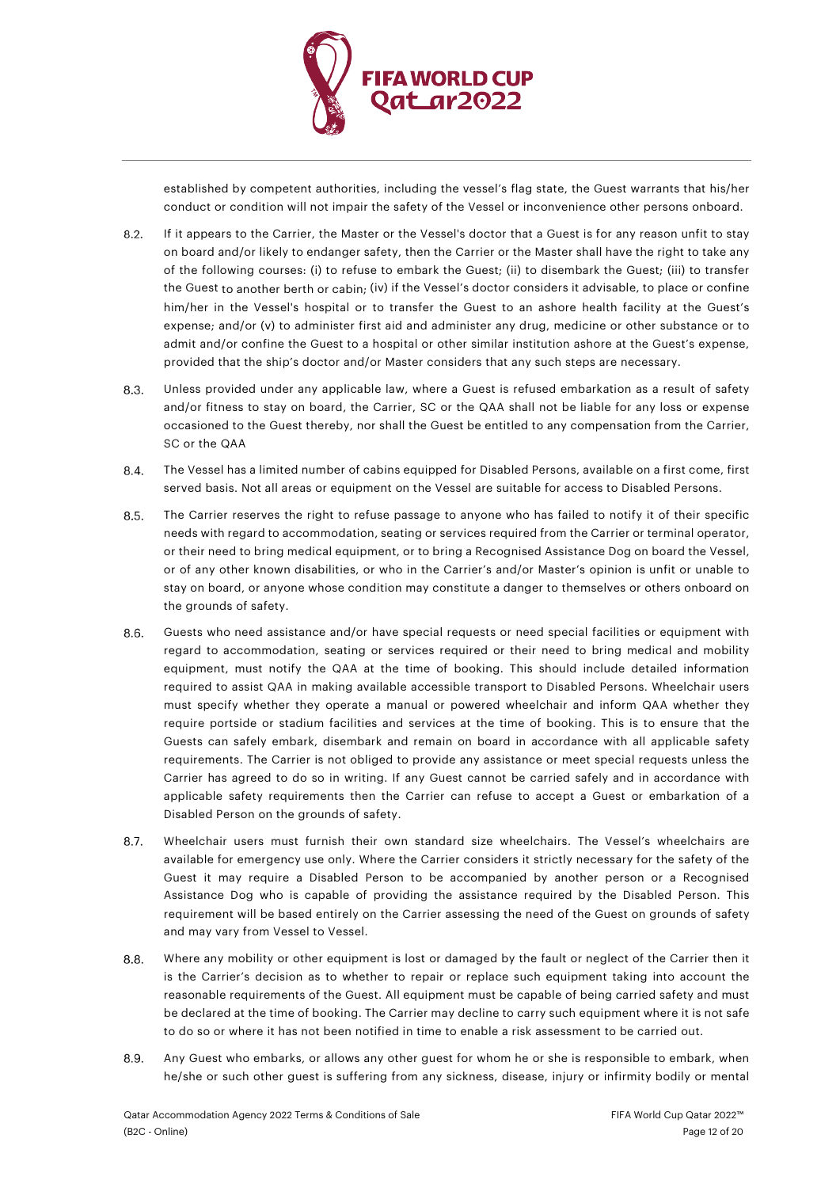established by competent authorities, including the vessel's flag state, the Guest warrants that his/her conduct or condition will not impair the safety of the Vessel or inconvenience other persons onboard.

8.2. If it appears to the Carrier, the Master or the Vessel's doctor that a Guest is for any reason unfit to stay on board and/or likely to endanger safety, then the Carrier or the Master shall have the right to take any of the following courses: (i) to refuse to embark the Guest; (ii) to disembark the Guest; (iii) to transfer the Guest to another berth or cabin; (iv) if the Vessel's doctor considers it advisable, to place or confine him/her in the Vessel's hospital or to transfer the Guest to an ashore health facility at the Guest's expense; and/or (v) to administer first aid and administer any drug, medicine or other substance or to admit and/or confine the Guest to a hospital or other similar institution ashore at the Guest's expense, provided that the ship's doctor and/or Master considers that any such steps are necessary.

8.3. Unless provided under any applicable law, where a Guest is refused embarkation as a result of safety and/or fitness to stay on board, the Carrier, SC or the QAA shall not be liable for any loss or expense occasioned to the Guest thereby, nor shall the Guest be entitled to any compensation from the Carrier, SC or the QAA

8.4. The Vessel has a limited number of cabins equipped for Disabled Persons, available on a first come, first served basis. Not all areas or equipment on the Vessel are suitable for access to Disabled Persons.

8.5. The Carrier reserves the right to refuse passage to anyone who has failed to notify it of their specific needs with regard to accommodation, seating or services required from the Carrier or terminal operator, or their need to bring medical equipment, or to bring a Recognised Assistance Dog on board the Vessel, or of any other known disabilities, or who in the Carrier's and/or Master's opinion is unfit or unable to stay on board, or anyone whose condition may constitute a danger to themselves or others onboard on the grounds of safety.

8.6. Guests who need assistance and/or have special requests or need special facilities or equipment with regard to accommodation, seating or services required or their need to bring medical and mobility equipment, must notify the QAA at the time of booking. This should include detailed information required to assist QAA in making available accessible transport to Disabled Persons. Wheelchair users must specify whether they operate a manual or powered wheelchair and inform QAA whether they require portside or stadium facilities and services at the time of booking. This is to ensure that the Guests can safely embark, disembark and remain on board in accordance with all applicable safety requirements. The Carrier is not obliged to provide any assistance or meet special requests unless the Carrier has agreed to do so in writing. If any Guest cannot be carried safely and in accordance with applicable safety requirements then the Carrier can refuse to accept a Guest or embarkation of a Disabled Person on the grounds of safety.

8.7. Wheelchair users must furnish their own standard size wheelchairs. The Vessel's wheelchairs are available for emergency use only. Where the Carrier considers it strictly necessary for the safety of the Guest it may require a Disabled Person to be accompanied by another person or a Recognised Assistance Dog who is capable of providing the assistance required by the Disabled Person. This requirement will be based entirely on the Carrier assessing the need of the Guest on grounds of safety and may vary from Vessel to Vessel.

8.8. Where any mobility or other equipment is lost or damaged by the fault or neglect of the Carrier then it is the Carrier's decision as to whether to repair or replace such equipment taking into account the reasonable requirements of the Guest. All equipment must be capable of being carried safety and must be declared at the time of booking. The Carrier may decline to carry such equipment where it is not safe to do so or where it has not been notified in time to enable a risk assessment to be carried out.

8.9. Any Guest who embarks, or allows any other guest for whom he or she is responsible to embark, when he/she or such other guest is suffering from any sickness, disease, injury or infirmity bodily or mental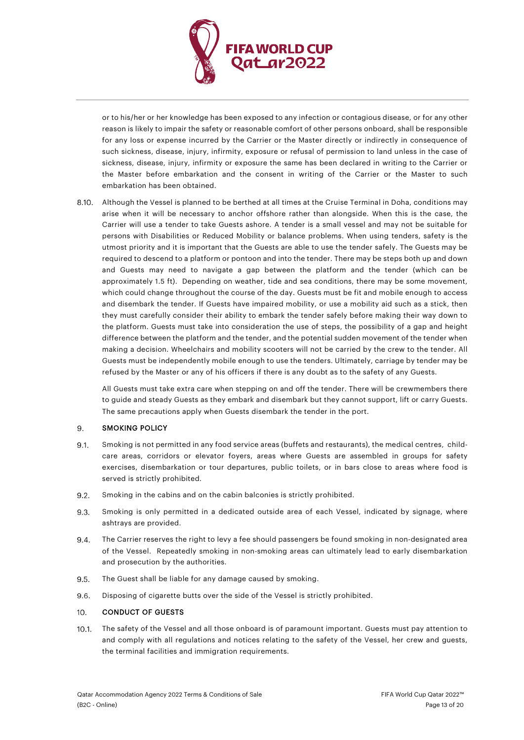or to his/her or her knowledge has been exposed to any infection or contagious disease, or for any other reason is likely to impair the safety or reasonable comfort of other persons onboard, shall be responsible for any loss or expense incurred by the Carrier or the Master directly or indirectly in consequence of such sickness, disease, injury, infirmity, exposure or refusal of permission to land unless in the case of sickness, disease, injury, infirmity or exposure the same has been declared in writing to the Carrier or the Master before embarkation and the consent in writing of the Carrier or the Master to such embarkation has been obtained.

8.10. Although the Vessel is planned to be berthed at all times at the Cruise Terminal in Doha, conditions may arise when it will be necessary to anchor offshore rather than alongside. When this is the case, the Carrier will use a tender to take Guests ashore. A tender is a small vessel and may not be suitable for persons with Disabilities or Reduced Mobility or balance problems. When using tenders, safety is the utmost priority and it is important that the Guests are able to use the tender safely. The Guests may be required to descend to a platform or pontoon and into the tender. There may be steps both up and down and Guests may need to navigate a gap between the platform and the tender (which can be approximately 1.5 ft). Depending on weather, tide and sea conditions, there may be some movement, which could change throughout the course of the day. Guests must be fit and mobile enough to access and disembark the tender. If Guests have impaired mobility, or use a mobility aid such as a stick, then they must carefully consider their ability to embark the tender safely before making their way down to the platform. Guests must take into consideration the use of steps, the possibility of a gap and height difference between the platform and the tender, and the potential sudden movement of the tender when making a decision. Wheelchairs and mobility scooters will not be carried by the crew to the tender. All Guests must be independently mobile enough to use the tenders. Ultimately, carriage by tender may be refused by the Master or any of his officers if there is any doubt as to the safety of any Guests.

All Guests must take extra care when stepping on and off the tender. There will be crewmembers there to guide and steady Guests as they embark and disembark but they cannot support, lift or carry Guests. The same precautions apply when Guests disembark the tender in the port.

## 9. SMOKING POLICY

9.1. Smoking is not permitted in any food service areas (buffets and restaurants), the medical centres, child-care areas, corridors or elevator foyers, areas where Guests are assembled in groups for safety exercises, disembarkation or tour departures, public toilets, or in bars close to areas where food is served is strictly prohibited.

9.2. Smoking in the cabins and on the cabin balconies is strictly prohibited.

9.3. Smoking is only permitted in a dedicated outside area of each Vessel, indicated by signage, where ashtrays are provided.

9.4. The Carrier reserves the right to levy a fee should passengers be found smoking in non-designated area of the Vessel. Repeatedly smoking in non-smoking areas can ultimately lead to early disembarkation and prosecution by the authorities.

9.5. The Guest shall be liable for any damage caused by smoking.

9.6. Disposing of cigarette butts over the side of the Vessel is strictly prohibited.

## 10. CONDUCT OF GUESTS

10.1. The safety of the Vessel and all those onboard is of paramount important. Guests must pay attention to and comply with all regulations and notices relating to the safety of the Vessel, her crew and guests, the terminal facilities and immigration requirements.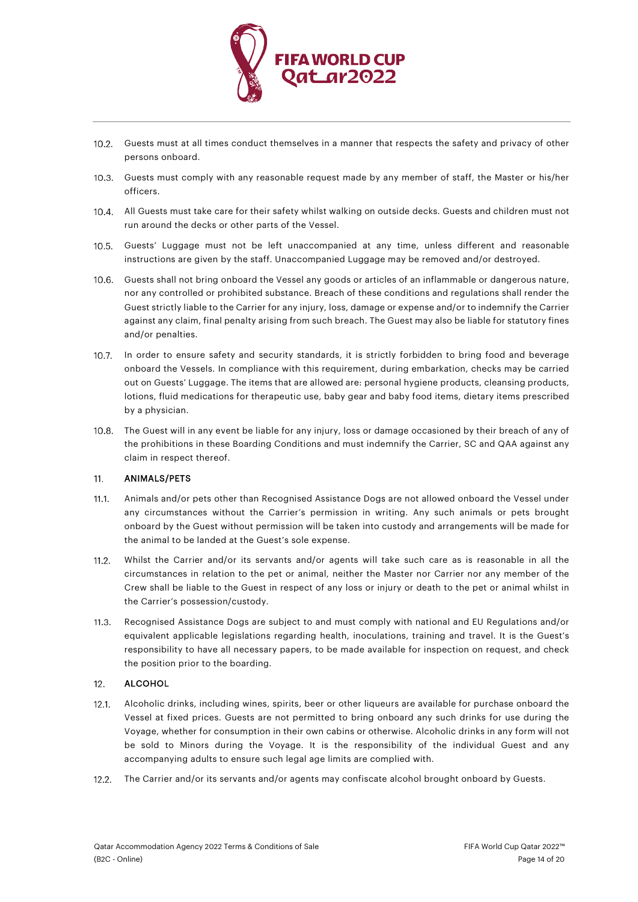10.2. Guests must at all times conduct themselves in a manner that respects the safety and privacy of other persons onboard.

10.3. Guests must comply with any reasonable request made by any member of staff, the Master or his/her officers.

10.4. All Guests must take care for their safety whilst walking on outside decks. Guests and children must not run around the decks or other parts of the Vessel.

10.5. Guests' Luggage must not be left unaccompanied at any time, unless different and reasonable instructions are given by the staff. Unaccompanied Luggage may be removed and/or destroyed.

10.6. Guests shall not bring onboard the Vessel any goods or articles of an inflammable or dangerous nature, nor any controlled or prohibited substance. Breach of these conditions and regulations shall render the Guest strictly liable to the Carrier for any injury, loss, damage or expense and/or to indemnify the Carrier against any claim, final penalty arising from such breach. The Guest may also be liable for statutory fines and/or penalties.

10.7. In order to ensure safety and security standards, it is strictly forbidden to bring food and beverage onboard the Vessels. In compliance with this requirement, during embarkation, checks may be carried out on Guests' Luggage. The items that are allowed are: personal hygiene products, cleansing products, lotions, fluid medications for therapeutic use, baby gear and baby food items, dietary items prescribed by a physician.

10.8. The Guest will in any event be liable for any injury, loss or damage occasioned by their breach of any of the prohibitions in these Boarding Conditions and must indemnify the Carrier, SC and QAA against any claim in respect thereof.

## 11. ANIMALS/PETS

11.1. Animals and/or pets other than Recognised Assistance Dogs are not allowed onboard the Vessel under any circumstances without the Carrier's permission in writing. Any such animals or pets brought onboard by the Guest without permission will be taken into custody and arrangements will be made for the animal to be landed at the Guest's sole expense.

11.2. Whilst the Carrier and/or its servants and/or agents will take such care as is reasonable in all the circumstances in relation to the pet or animal, neither the Master nor Carrier nor any member of the Crew shall be liable to the Guest in respect of any loss or injury or death to the pet or animal whilst in the Carrier's possession/custody.

11.3. Recognised Assistance Dogs are subject to and must comply with national and EU Regulations and/or equivalent applicable legislations regarding health, inoculations, training and travel. It is the Guest's responsibility to have all necessary papers, to be made available for inspection on request, and check the position prior to the boarding.

## 12. ALCOHOL

12.1. Alcoholic drinks, including wines, spirits, beer or other liqueurs are available for purchase onboard the Vessel at fixed prices. Guests are not permitted to bring onboard any such drinks for use during the Voyage, whether for consumption in their own cabins or otherwise. Alcoholic drinks in any form will not be sold to Minors during the Voyage. It is the responsibility of the individual Guest and any accompanying adults to ensure such legal age limits are complied with.

12.2. The Carrier and/or its servants and/or agents may confiscate alcohol brought onboard by Guests.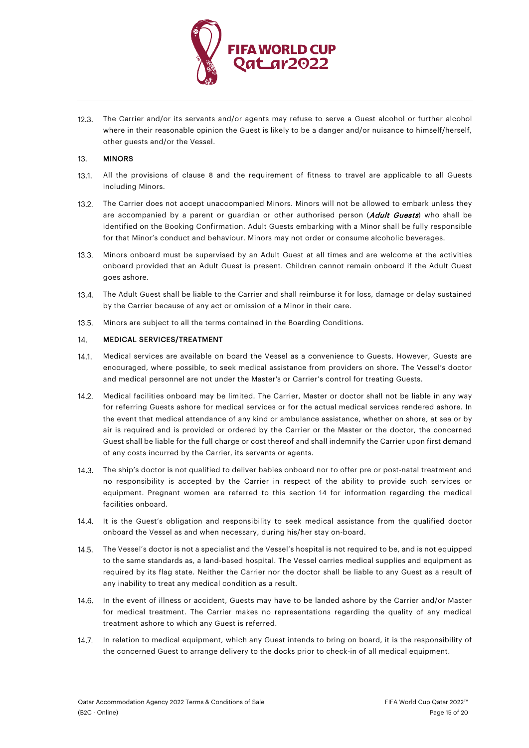12.3. The Carrier and/or its servants and/or agents may refuse to serve a Guest alcohol or further alcohol where in their reasonable opinion the Guest is likely to be a danger and/or nuisance to himself/herself, other guests and/or the Vessel.

## 13. MINORS

13.1. All the provisions of clause 8 and the requirement of fitness to travel are applicable to all Guests including Minors.

13.2. The Carrier does not accept unaccompanied Minors. Minors will not be allowed to embark unless they are accompanied by a parent or guardian or other authorised person (***Adult Guests***) who shall be identified on the Booking Confirmation. Adult Guests embarking with a Minor shall be fully responsible for that Minor's conduct and behaviour. Minors may not order or consume alcoholic beverages.

13.3. Minors onboard must be supervised by an Adult Guest at all times and are welcome at the activities onboard provided that an Adult Guest is present. Children cannot remain onboard if the Adult Guest goes ashore.

13.4. The Adult Guest shall be liable to the Carrier and shall reimburse it for loss, damage or delay sustained by the Carrier because of any act or omission of a Minor in their care.

13.5. Minors are subject to all the terms contained in the Boarding Conditions.

## 14. MEDICAL SERVICES/TREATMENT

14.1. Medical services are available on board the Vessel as a convenience to Guests. However, Guests are encouraged, where possible, to seek medical assistance from providers on shore. The Vessel's doctor and medical personnel are not under the Master's or Carrier's control for treating Guests.

14.2. Medical facilities onboard may be limited. The Carrier, Master or doctor shall not be liable in any way for referring Guests ashore for medical services or for the actual medical services rendered ashore. In the event that medical attendance of any kind or ambulance assistance, whether on shore, at sea or by air is required and is provided or ordered by the Carrier or the Master or the doctor, the concerned Guest shall be liable for the full charge or cost thereof and shall indemnify the Carrier upon first demand of any costs incurred by the Carrier, its servants or agents.

14.3. The ship's doctor is not qualified to deliver babies onboard nor to offer pre or post-natal treatment and no responsibility is accepted by the Carrier in respect of the ability to provide such services or equipment. Pregnant women are referred to this section 14 for information regarding the medical facilities onboard.

14.4. It is the Guest's obligation and responsibility to seek medical assistance from the qualified doctor onboard the Vessel as and when necessary, during his/her stay on-board.

14.5. The Vessel's doctor is not a specialist and the Vessel's hospital is not required to be, and is not equipped to the same standards as, a land-based hospital. The Vessel carries medical supplies and equipment as required by its flag state. Neither the Carrier nor the doctor shall be liable to any Guest as a result of any inability to treat any medical condition as a result.

14.6. In the event of illness or accident, Guests may have to be landed ashore by the Carrier and/or Master for medical treatment. The Carrier makes no representations regarding the quality of any medical treatment ashore to which any Guest is referred.

14.7. In relation to medical equipment, which any Guest intends to bring on board, it is the responsibility of the concerned Guest to arrange delivery to the docks prior to check-in of all medical equipment.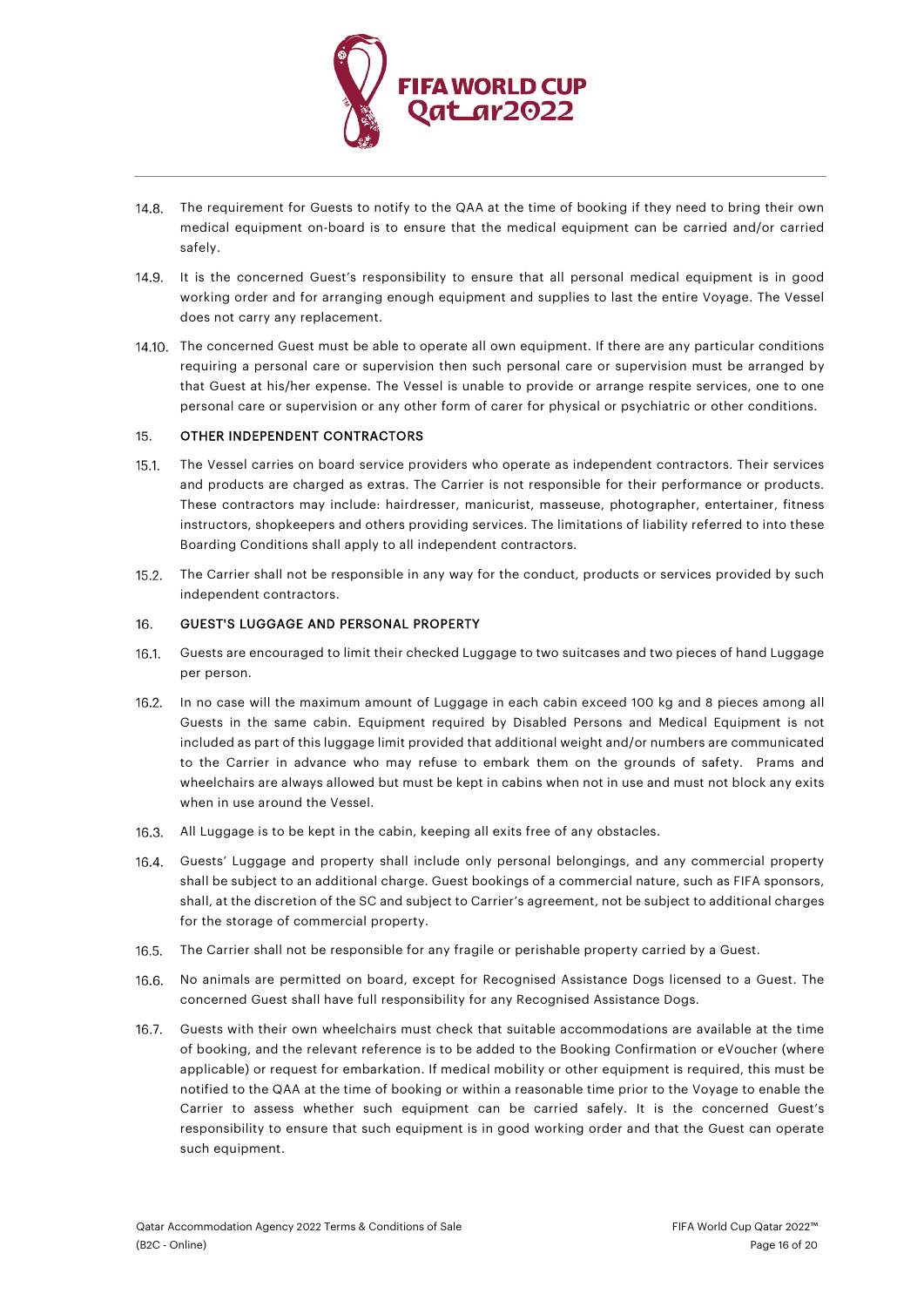14.8. The requirement for Guests to notify to the QAA at the time of booking if they need to bring their own medical equipment on-board is to ensure that the medical equipment can be carried and/or carried safely.

14.9. It is the concerned Guest's responsibility to ensure that all personal medical equipment is in good working order and for arranging enough equipment and supplies to last the entire Voyage. The Vessel does not carry any replacement.

14.10. The concerned Guest must be able to operate all own equipment. If there are any particular conditions requiring a personal care or supervision then such personal care or supervision must be arranged by that Guest at his/her expense. The Vessel is unable to provide or arrange respite services, one to one personal care or supervision or any other form of carer for physical or psychiatric or other conditions.

## 15. OTHER INDEPENDENT CONTRACTORS

15.1. The Vessel carries on board service providers who operate as independent contractors. Their services and products are charged as extras. The Carrier is not responsible for their performance or products. These contractors may include: hairdresser, manicurist, masseuse, photographer, entertainer, fitness instructors, shopkeepers and others providing services. The limitations of liability referred to into these Boarding Conditions shall apply to all independent contractors.

15.2. The Carrier shall not be responsible in any way for the conduct, products or services provided by such independent contractors.

## 16. GUEST'S LUGGAGE AND PERSONAL PROPERTY

16.1. Guests are encouraged to limit their checked Luggage to two suitcases and two pieces of hand Luggage per person.

16.2. In no case will the maximum amount of Luggage in each cabin exceed 100 kg and 8 pieces among all Guests in the same cabin. Equipment required by Disabled Persons and Medical Equipment is not included as part of this luggage limit provided that additional weight and/or numbers are communicated to the Carrier in advance who may refuse to embark them on the grounds of safety. Prams and wheelchairs are always allowed but must be kept in cabins when not in use and must not block any exits when in use around the Vessel.

16.3. All Luggage is to be kept in the cabin, keeping all exits free of any obstacles.

16.4. Guests' Luggage and property shall include only personal belongings, and any commercial property shall be subject to an additional charge. Guest bookings of a commercial nature, such as FIFA sponsors, shall, at the discretion of the SC and subject to Carrier's agreement, not be subject to additional charges for the storage of commercial property.

16.5. The Carrier shall not be responsible for any fragile or perishable property carried by a Guest.

16.6. No animals are permitted on board, except for Recognised Assistance Dogs licensed to a Guest. The concerned Guest shall have full responsibility for any Recognised Assistance Dogs.

16.7. Guests with their own wheelchairs must check that suitable accommodations are available at the time of booking, and the relevant reference is to be added to the Booking Confirmation or eVoucher (where applicable) or request for embarkation. If medical mobility or other equipment is required, this must be notified to the QAA at the time of booking or within a reasonable time prior to the Voyage to enable the Carrier to assess whether such equipment can be carried safely. It is the concerned Guest's responsibility to ensure that such equipment is in good working order and that the Guest can operate such equipment.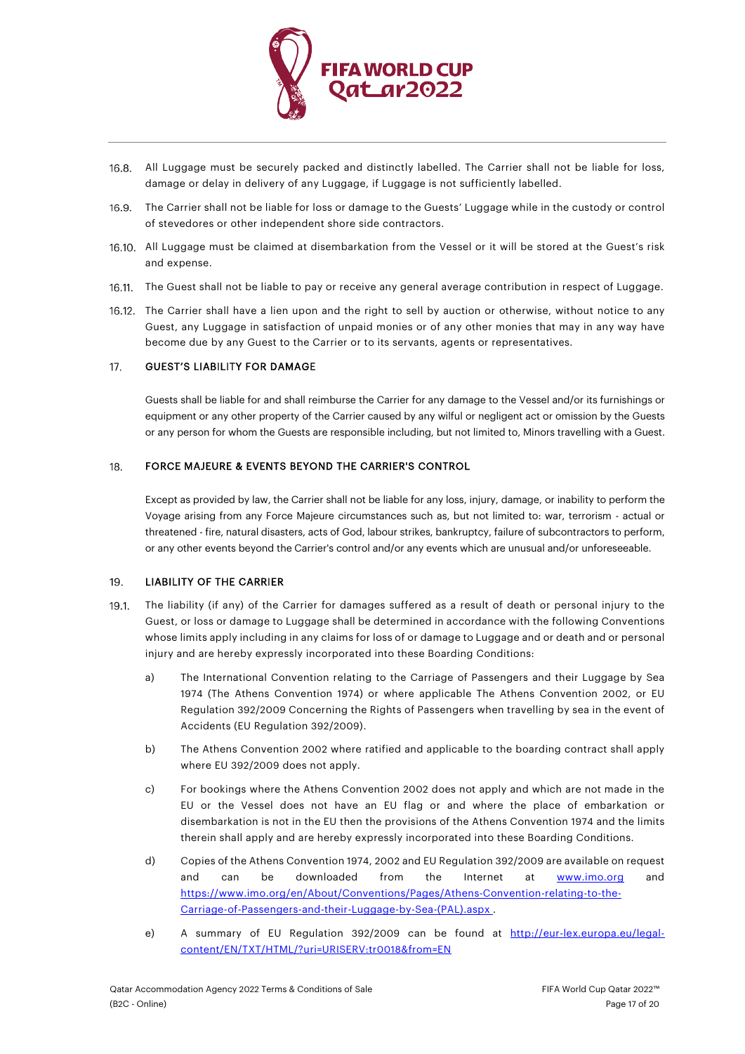16.8. All Luggage must be securely packed and distinctly labelled. The Carrier shall not be liable for loss, damage or delay in delivery of any Luggage, if Luggage is not sufficiently labelled.

16.9. The Carrier shall not be liable for loss or damage to the Guests' Luggage while in the custody or control of stevedores or other independent shore side contractors.

16.10. All Luggage must be claimed at disembarkation from the Vessel or it will be stored at the Guest's risk and expense.

16.11. The Guest shall not be liable to pay or receive any general average contribution in respect of Luggage.

16.12. The Carrier shall have a lien upon and the right to sell by auction or otherwise, without notice to any Guest, any Luggage in satisfaction of unpaid monies or of any other monies that may in any way have become due by any Guest to the Carrier or to its servants, agents or representatives.

## 17. GUEST'S LIABILITY FOR DAMAGE

Guests shall be liable for and shall reimburse the Carrier for any damage to the Vessel and/or its furnishings or equipment or any other property of the Carrier caused by any wilful or negligent act or omission by the Guests or any person for whom the Guests are responsible including, but not limited to, Minors travelling with a Guest.

## 18. FORCE MAJEURE & EVENTS BEYOND THE CARRIER'S CONTROL

Except as provided by law, the Carrier shall not be liable for any loss, injury, damage, or inability to perform the Voyage arising from any Force Majeure circumstances such as, but not limited to: war, terrorism - actual or threatened - fire, natural disasters, acts of God, labour strikes, bankruptcy, failure of subcontractors to perform, or any other events beyond the Carrier's control and/or any events which are unusual and/or unforeseeable.

## 19. LIABILITY OF THE CARRIER

19.1. The liability (if any) of the Carrier for damages suffered as a result of death or personal injury to the Guest, or loss or damage to Luggage shall be determined in accordance with the following Conventions whose limits apply including in any claims for loss of or damage to Luggage and or death and or personal injury and are hereby expressly incorporated into these Boarding Conditions:

a) The International Convention relating to the Carriage of Passengers and their Luggage by Sea 1974 (The Athens Convention 1974) or where applicable The Athens Convention 2002, or EU Regulation 392/2009 Concerning the Rights of Passengers when travelling by sea in the event of Accidents (EU Regulation 392/2009).

b) The Athens Convention 2002 where ratified and applicable to the boarding contract shall apply where EU 392/2009 does not apply.

c) For bookings where the Athens Convention 2002 does not apply and which are not made in the EU or the Vessel does not have an EU flag or and where the place of embarkation or disembarkation is not in the EU then the provisions of the Athens Convention 1974 and the limits therein shall apply and are hereby expressly incorporated into these Boarding Conditions.

d) Copies of the Athens Convention 1974, 2002 and EU Regulation 392/2009 are available on request and can be downloaded from the Internet at www.imo.org and https://www.imo.org/en/About/Conventions/Pages/Athens-Convention-relating-to-the-Carriage-of-Passengers-and-their-Luggage-by-Sea-(PAL).aspx .

e) A summary of EU Regulation 392/2009 can be found at http://eur-lex.europa.eu/legal-content/EN/TXT/HTML/?uri=URISERV:tr0018&from=EN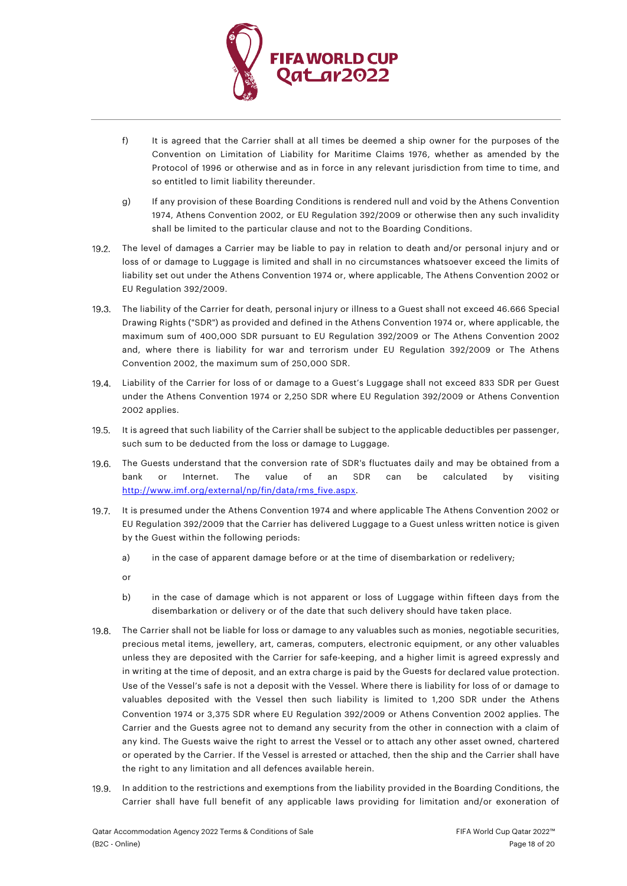f) It is agreed that the Carrier shall at all times be deemed a ship owner for the purposes of the Convention on Limitation of Liability for Maritime Claims 1976, whether as amended by the Protocol of 1996 or otherwise and as in force in any relevant jurisdiction from time to time, and so entitled to limit liability thereunder.

g) If any provision of these Boarding Conditions is rendered null and void by the Athens Convention 1974, Athens Convention 2002, or EU Regulation 392/2009 or otherwise then any such invalidity shall be limited to the particular clause and not to the Boarding Conditions.

19.2. The level of damages a Carrier may be liable to pay in relation to death and/or personal injury and or loss of or damage to Luggage is limited and shall in no circumstances whatsoever exceed the limits of liability set out under the Athens Convention 1974 or, where applicable, The Athens Convention 2002 or EU Regulation 392/2009.

19.3. The liability of the Carrier for death, personal injury or illness to a Guest shall not exceed 46.666 Special Drawing Rights ("SDR") as provided and defined in the Athens Convention 1974 or, where applicable, the maximum sum of 400,000 SDR pursuant to EU Regulation 392/2009 or The Athens Convention 2002 and, where there is liability for war and terrorism under EU Regulation 392/2009 or The Athens Convention 2002, the maximum sum of 250,000 SDR.

19.4. Liability of the Carrier for loss of or damage to a Guest's Luggage shall not exceed 833 SDR per Guest under the Athens Convention 1974 or 2,250 SDR where EU Regulation 392/2009 or Athens Convention 2002 applies.

19.5. It is agreed that such liability of the Carrier shall be subject to the applicable deductibles per passenger, such sum to be deducted from the loss or damage to Luggage.

19.6. The Guests understand that the conversion rate of SDR's fluctuates daily and may be obtained from a bank or Internet. The value of an SDR can be calculated by visiting http://www.imf.org/external/np/fin/data/rms_five.aspx.

19.7. It is presumed under the Athens Convention 1974 and where applicable The Athens Convention 2002 or EU Regulation 392/2009 that the Carrier has delivered Luggage to a Guest unless written notice is given by the Guest within the following periods:

a) in the case of apparent damage before or at the time of disembarkation or redelivery;

or

b) in the case of damage which is not apparent or loss of Luggage within fifteen days from the disembarkation or delivery or of the date that such delivery should have taken place.

19.8. The Carrier shall not be liable for loss or damage to any valuables such as monies, negotiable securities, precious metal items, jewellery, art, cameras, computers, electronic equipment, or any other valuables unless they are deposited with the Carrier for safe-keeping, and a higher limit is agreed expressly and in writing at the time of deposit, and an extra charge is paid by the Guests for declared value protection. Use of the Vessel's safe is not a deposit with the Vessel. Where there is liability for loss of or damage to valuables deposited with the Vessel then such liability is limited to 1,200 SDR under the Athens Convention 1974 or 3,375 SDR where EU Regulation 392/2009 or Athens Convention 2002 applies. The Carrier and the Guests agree not to demand any security from the other in connection with a claim of any kind. The Guests waive the right to arrest the Vessel or to attach any other asset owned, chartered or operated by the Carrier. If the Vessel is arrested or attached, then the ship and the Carrier shall have the right to any limitation and all defences available herein.

19.9. In addition to the restrictions and exemptions from the liability provided in the Boarding Conditions, the Carrier shall have full benefit of any applicable laws providing for limitation and/or exoneration of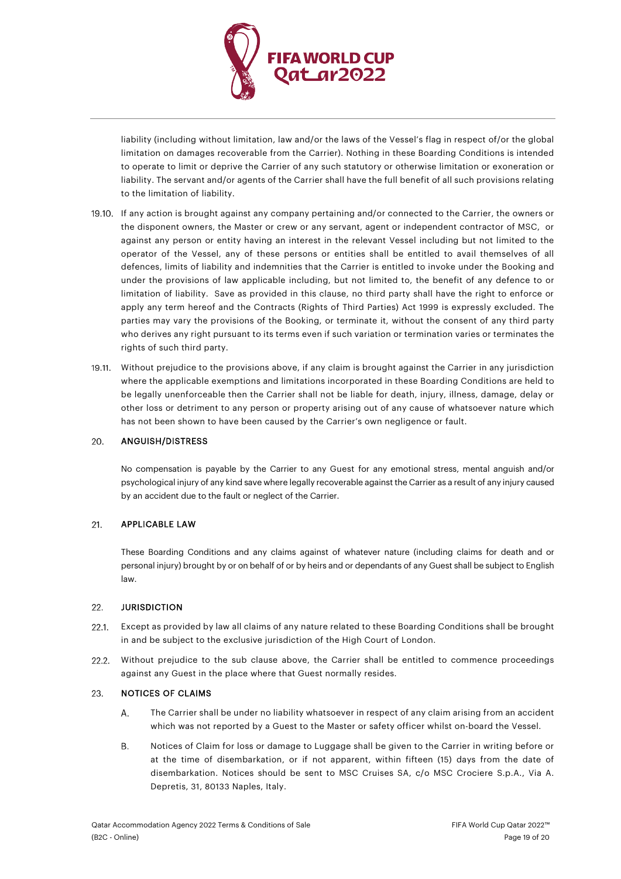liability (including without limitation, law and/or the laws of the Vessel's flag in respect of/or the global limitation on damages recoverable from the Carrier). Nothing in these Boarding Conditions is intended to operate to limit or deprive the Carrier of any such statutory or otherwise limitation or exoneration or liability. The servant and/or agents of the Carrier shall have the full benefit of all such provisions relating to the limitation of liability.

19.10. If any action is brought against any company pertaining and/or connected to the Carrier, the owners or the disponent owners, the Master or crew or any servant, agent or independent contractor of MSC, or against any person or entity having an interest in the relevant Vessel including but not limited to the operator of the Vessel, any of these persons or entities shall be entitled to avail themselves of all defences, limits of liability and indemnities that the Carrier is entitled to invoke under the Booking and under the provisions of law applicable including, but not limited to, the benefit of any defence to or limitation of liability. Save as provided in this clause, no third party shall have the right to enforce or apply any term hereof and the Contracts (Rights of Third Parties) Act 1999 is expressly excluded. The parties may vary the provisions of the Booking, or terminate it, without the consent of any third party who derives any right pursuant to its terms even if such variation or termination varies or terminates the rights of such third party.

19.11. Without prejudice to the provisions above, if any claim is brought against the Carrier in any jurisdiction where the applicable exemptions and limitations incorporated in these Boarding Conditions are held to be legally unenforceable then the Carrier shall not be liable for death, injury, illness, damage, delay or other loss or detriment to any person or property arising out of any cause of whatsoever nature which has not been shown to have been caused by the Carrier's own negligence or fault.

## 20. ANGUISH/DISTRESS

No compensation is payable by the Carrier to any Guest for any emotional stress, mental anguish and/or psychological injury of any kind save where legally recoverable against the Carrier as a result of any injury caused by an accident due to the fault or neglect of the Carrier.

## 21. APPLICABLE LAW

These Boarding Conditions and any claims against of whatever nature (including claims for death and or personal injury) brought by or on behalf of or by heirs and or dependants of any Guest shall be subject to English law.

## 22. JURISDICTION

22.1. Except as provided by law all claims of any nature related to these Boarding Conditions shall be brought in and be subject to the exclusive jurisdiction of the High Court of London.

22.2. Without prejudice to the sub clause above, the Carrier shall be entitled to commence proceedings against any Guest in the place where that Guest normally resides.

## 23. NOTICES OF CLAIMS

A. The Carrier shall be under no liability whatsoever in respect of any claim arising from an accident which was not reported by a Guest to the Master or safety officer whilst on-board the Vessel.

B. Notices of Claim for loss or damage to Luggage shall be given to the Carrier in writing before or at the time of disembarkation, or if not apparent, within fifteen (15) days from the date of disembarkation. Notices should be sent to MSC Cruises SA, c/o MSC Crociere S.p.A., Via A. Depretis, 31, 80133 Naples, Italy.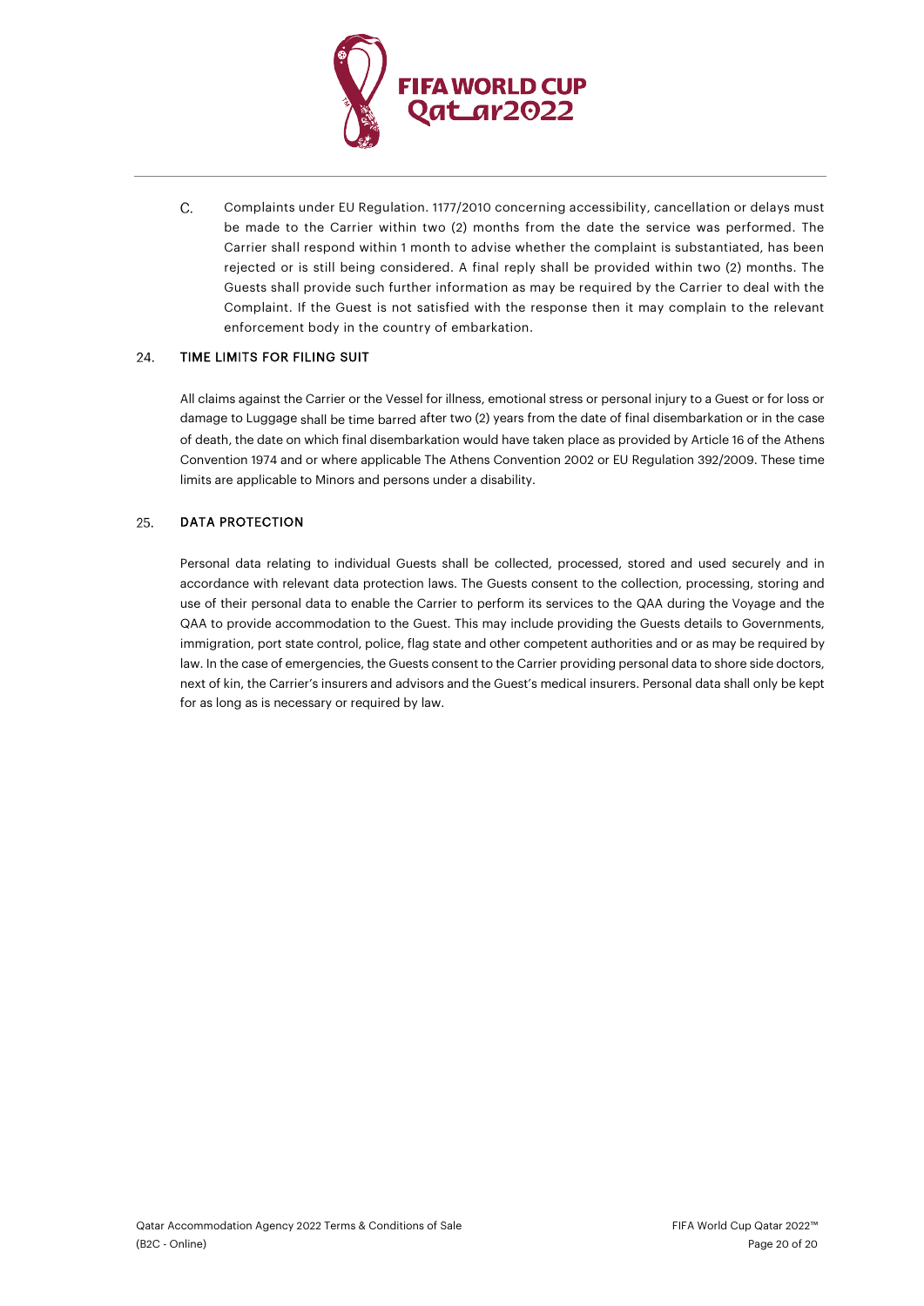C. Complaints under EU Regulation. 1177/2010 concerning accessibility, cancellation or delays must be made to the Carrier within two (2) months from the date the service was performed. The Carrier shall respond within 1 month to advise whether the complaint is substantiated, has been rejected or is still being considered. A final reply shall be provided within two (2) months. The Guests shall provide such further information as may be required by the Carrier to deal with the Complaint. If the Guest is not satisfied with the response then it may complain to the relevant enforcement body in the country of embarkation.

## 24. TIME LIMITS FOR FILING SUIT

All claims against the Carrier or the Vessel for illness, emotional stress or personal injury to a Guest or for loss or damage to Luggage shall be time barred after two (2) years from the date of final disembarkation or in the case of death, the date on which final disembarkation would have taken place as provided by Article 16 of the Athens Convention 1974 and or where applicable The Athens Convention 2002 or EU Regulation 392/2009. These time limits are applicable to Minors and persons under a disability.

## 25. DATA PROTECTION

Personal data relating to individual Guests shall be collected, processed, stored and used securely and in accordance with relevant data protection laws. The Guests consent to the collection, processing, storing and use of their personal data to enable the Carrier to perform its services to the QAA during the Voyage and the QAA to provide accommodation to the Guest. This may include providing the Guests details to Governments, immigration, port state control, police, flag state and other competent authorities and or as may be required by law. In the case of emergencies, the Guests consent to the Carrier providing personal data to shore side doctors, next of kin, the Carrier's insurers and advisors and the Guest's medical insurers. Personal data shall only be kept for as long as is necessary or required by law.